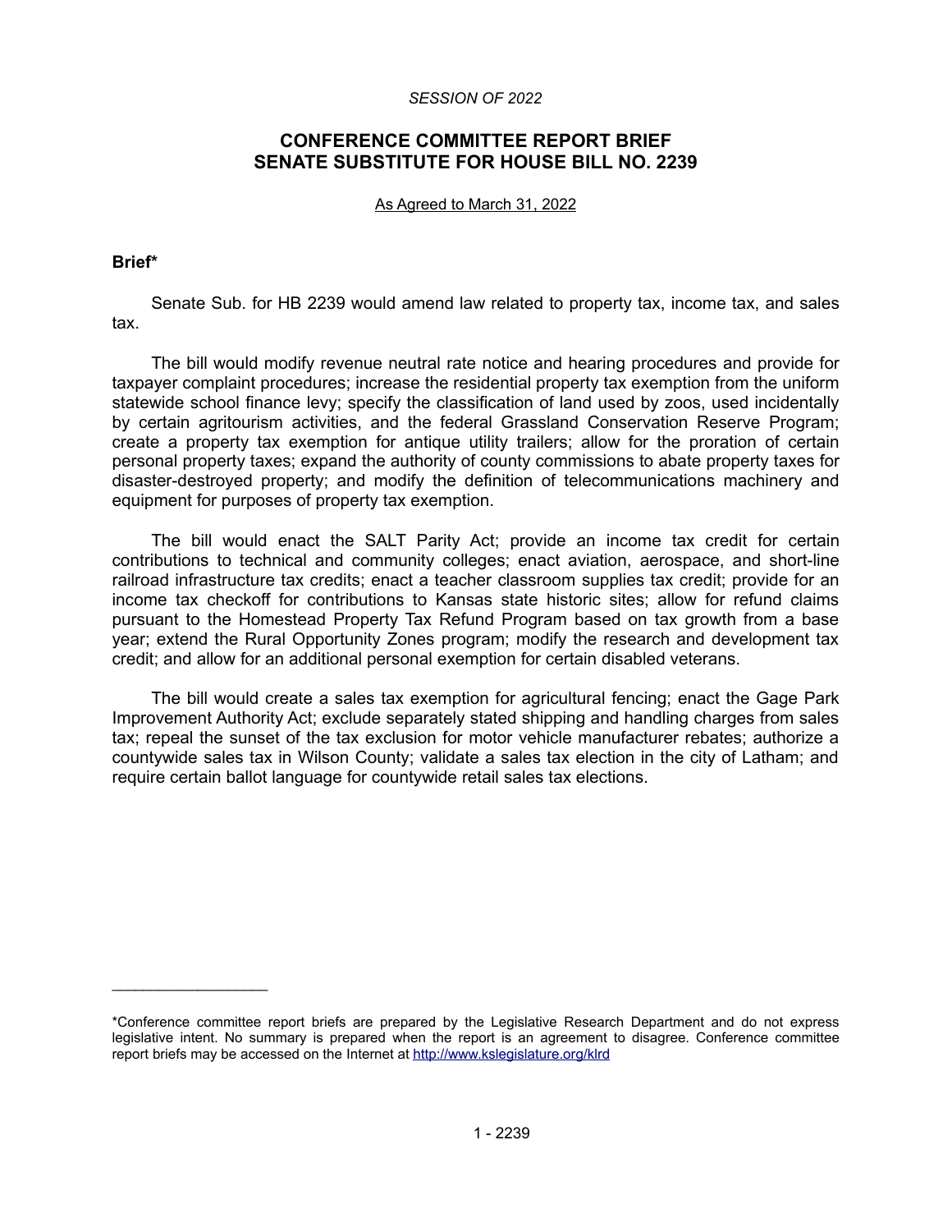*SESSION OF 2022*

## CONFERENCE COMMITTEE REPORT BRIEF SENATE SUBSTITUTE FOR HOUSE BILL NO. 2239

As Agreed to March 31, 2022

### Brief*

Senate Sub. for HB 2239 would amend law related to property tax, income tax, and sales tax.

The bill would modify revenue neutral rate notice and hearing procedures and provide for taxpayer complaint procedures; increase the residential property tax exemption from the uniform statewide school finance levy; specify the classification of land used by zoos, used incidentally by certain agritourism activities, and the federal Grassland Conservation Reserve Program; create a property tax exemption for antique utility trailers; allow for the proration of certain personal property taxes; expand the authority of county commissions to abate property taxes for disaster-destroyed property; and modify the definition of telecommunications machinery and equipment for purposes of property tax exemption.

The bill would enact the SALT Parity Act; provide an income tax credit for certain contributions to technical and community colleges; enact aviation, aerospace, and short-line railroad infrastructure tax credits; enact a teacher classroom supplies tax credit; provide for an income tax checkoff for contributions to Kansas state historic sites; allow for refund claims pursuant to the Homestead Property Tax Refund Program based on tax growth from a base year; extend the Rural Opportunity Zones program; modify the research and development tax credit; and allow for an additional personal exemption for certain disabled veterans.

The bill would create a sales tax exemption for agricultural fencing; enact the Gage Park Improvement Authority Act; exclude separately stated shipping and handling charges from sales tax; repeal the sunset of the tax exclusion for motor vehicle manufacturer rebates; authorize a countywide sales tax in Wilson County; validate a sales tax election in the city of Latham; and require certain ballot language for countywide retail sales tax elections.

---

*Conference committee report briefs are prepared by the Legislative Research Department and do not express legislative intent. No summary is prepared when the report is an agreement to disagree. Conference committee report briefs may be accessed on the Internet at http://www.kslegislature.org/klrd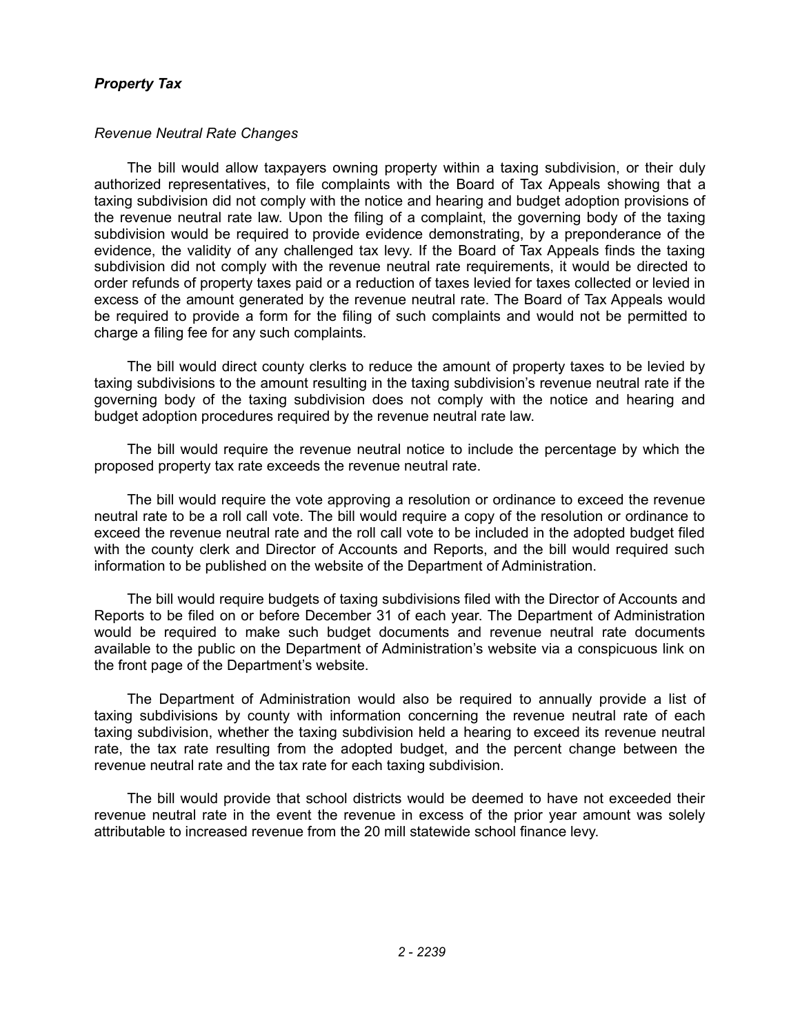### *Property Tax*

#### *Revenue Neutral Rate Changes*

The bill would allow taxpayers owning property within a taxing subdivision, or their duly authorized representatives, to file complaints with the Board of Tax Appeals showing that a taxing subdivision did not comply with the notice and hearing and budget adoption provisions of the revenue neutral rate law. Upon the filing of a complaint, the governing body of the taxing subdivision would be required to provide evidence demonstrating, by a preponderance of the evidence, the validity of any challenged tax levy. If the Board of Tax Appeals finds the taxing subdivision did not comply with the revenue neutral rate requirements, it would be directed to order refunds of property taxes paid or a reduction of taxes levied for taxes collected or levied in excess of the amount generated by the revenue neutral rate. The Board of Tax Appeals would be required to provide a form for the filing of such complaints and would not be permitted to charge a filing fee for any such complaints.

The bill would direct county clerks to reduce the amount of property taxes to be levied by taxing subdivisions to the amount resulting in the taxing subdivision's revenue neutral rate if the governing body of the taxing subdivision does not comply with the notice and hearing and budget adoption procedures required by the revenue neutral rate law.

The bill would require the revenue neutral notice to include the percentage by which the proposed property tax rate exceeds the revenue neutral rate.

The bill would require the vote approving a resolution or ordinance to exceed the revenue neutral rate to be a roll call vote. The bill would require a copy of the resolution or ordinance to exceed the revenue neutral rate and the roll call vote to be included in the adopted budget filed with the county clerk and Director of Accounts and Reports, and the bill would required such information to be published on the website of the Department of Administration.

The bill would require budgets of taxing subdivisions filed with the Director of Accounts and Reports to be filed on or before December 31 of each year. The Department of Administration would be required to make such budget documents and revenue neutral rate documents available to the public on the Department of Administration's website via a conspicuous link on the front page of the Department's website.

The Department of Administration would also be required to annually provide a list of taxing subdivisions by county with information concerning the revenue neutral rate of each taxing subdivision, whether the taxing subdivision held a hearing to exceed its revenue neutral rate, the tax rate resulting from the adopted budget, and the percent change between the revenue neutral rate and the tax rate for each taxing subdivision.

The bill would provide that school districts would be deemed to have not exceeded their revenue neutral rate in the event the revenue in excess of the prior year amount was solely attributable to increased revenue from the 20 mill statewide school finance levy.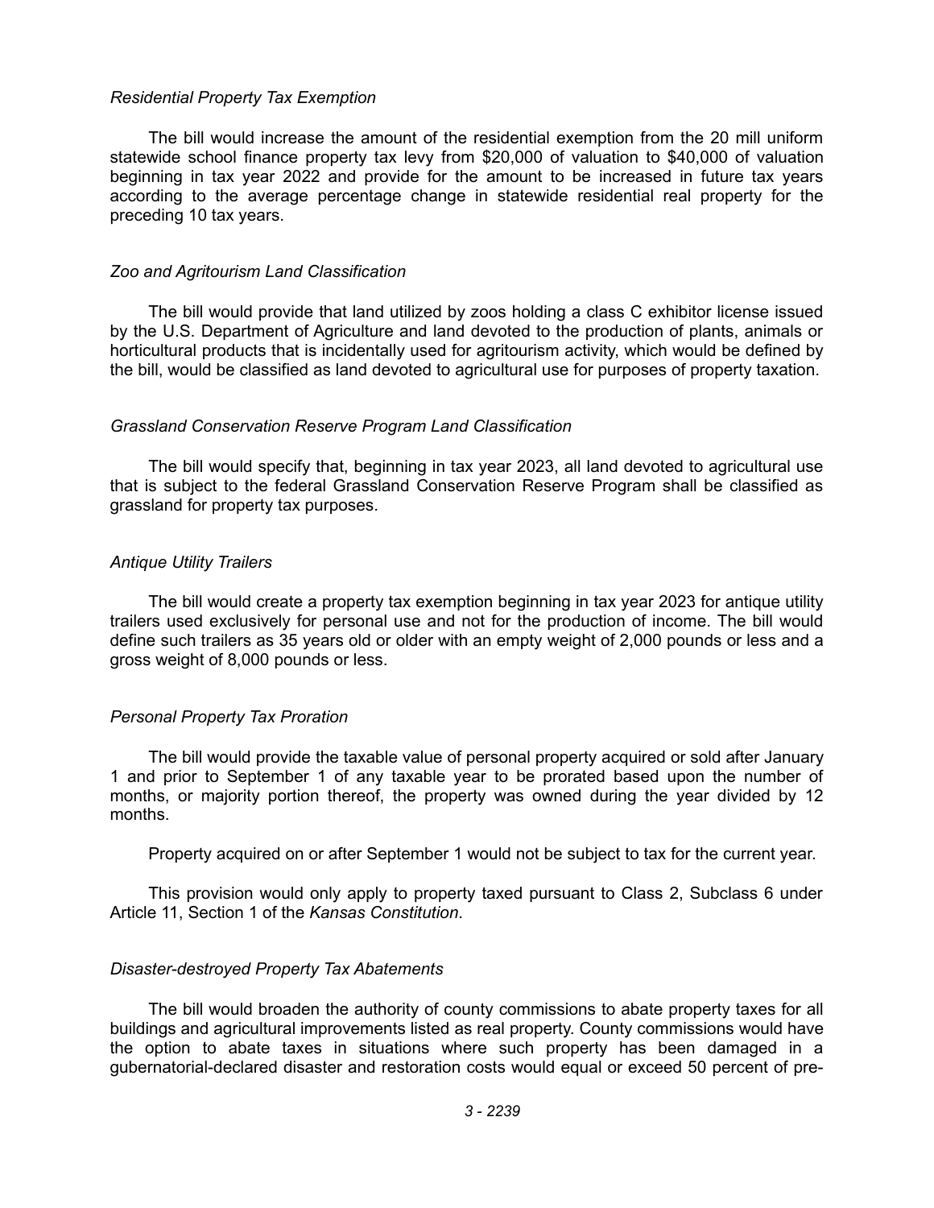*Residential Property Tax Exemption*

The bill would increase the amount of the residential exemption from the 20 mill uniform statewide school finance property tax levy from $20,000 of valuation to $40,000 of valuation beginning in tax year 2022 and provide for the amount to be increased in future tax years according to the average percentage change in statewide residential real property for the preceding 10 tax years.

*Zoo and Agritourism Land Classification*

The bill would provide that land utilized by zoos holding a class C exhibitor license issued by the U.S. Department of Agriculture and land devoted to the production of plants, animals or horticultural products that is incidentally used for agritourism activity, which would be defined by the bill, would be classified as land devoted to agricultural use for purposes of property taxation.

*Grassland Conservation Reserve Program Land Classification*

The bill would specify that, beginning in tax year 2023, all land devoted to agricultural use that is subject to the federal Grassland Conservation Reserve Program shall be classified as grassland for property tax purposes.

*Antique Utility Trailers*

The bill would create a property tax exemption beginning in tax year 2023 for antique utility trailers used exclusively for personal use and not for the production of income. The bill would define such trailers as 35 years old or older with an empty weight of 2,000 pounds or less and a gross weight of 8,000 pounds or less.

*Personal Property Tax Proration*

The bill would provide the taxable value of personal property acquired or sold after January 1 and prior to September 1 of any taxable year to be prorated based upon the number of months, or majority portion thereof, the property was owned during the year divided by 12 months.

Property acquired on or after September 1 would not be subject to tax for the current year.

This provision would only apply to property taxed pursuant to Class 2, Subclass 6 under Article 11, Section 1 of the *Kansas Constitution*.

*Disaster-destroyed Property Tax Abatements*

The bill would broaden the authority of county commissions to abate property taxes for all buildings and agricultural improvements listed as real property. County commissions would have the option to abate taxes in situations where such property has been damaged in a gubernatorial-declared disaster and restoration costs would equal or exceed 50 percent of pre-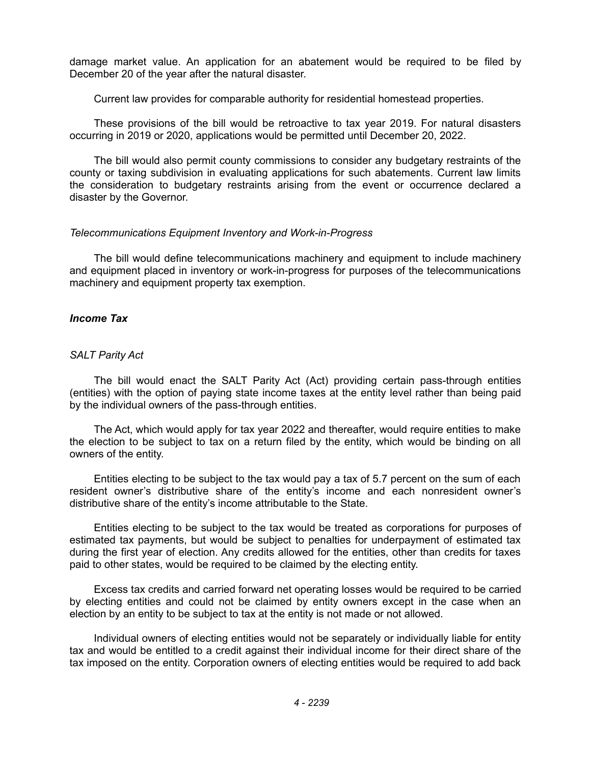damage market value. An application for an abatement would be required to be filed by December 20 of the year after the natural disaster.

Current law provides for comparable authority for residential homestead properties.

These provisions of the bill would be retroactive to tax year 2019. For natural disasters occurring in 2019 or 2020, applications would be permitted until December 20, 2022.

The bill would also permit county commissions to consider any budgetary restraints of the county or taxing subdivision in evaluating applications for such abatements. Current law limits the consideration to budgetary restraints arising from the event or occurrence declared a disaster by the Governor.

*Telecommunications Equipment Inventory and Work-in-Progress*

The bill would define telecommunications machinery and equipment to include machinery and equipment placed in inventory or work-in-progress for purposes of the telecommunications machinery and equipment property tax exemption.

### *Income Tax*

*SALT Parity Act*

The bill would enact the SALT Parity Act (Act) providing certain pass-through entities (entities) with the option of paying state income taxes at the entity level rather than being paid by the individual owners of the pass-through entities.

The Act, which would apply for tax year 2022 and thereafter, would require entities to make the election to be subject to tax on a return filed by the entity, which would be binding on all owners of the entity.

Entities electing to be subject to the tax would pay a tax of 5.7 percent on the sum of each resident owner's distributive share of the entity's income and each nonresident owner's distributive share of the entity's income attributable to the State.

Entities electing to be subject to the tax would be treated as corporations for purposes of estimated tax payments, but would be subject to penalties for underpayment of estimated tax during the first year of election. Any credits allowed for the entities, other than credits for taxes paid to other states, would be required to be claimed by the electing entity.

Excess tax credits and carried forward net operating losses would be required to be carried by electing entities and could not be claimed by entity owners except in the case when an election by an entity to be subject to tax at the entity is not made or not allowed.

Individual owners of electing entities would not be separately or individually liable for entity tax and would be entitled to a credit against their individual income for their direct share of the tax imposed on the entity. Corporation owners of electing entities would be required to add back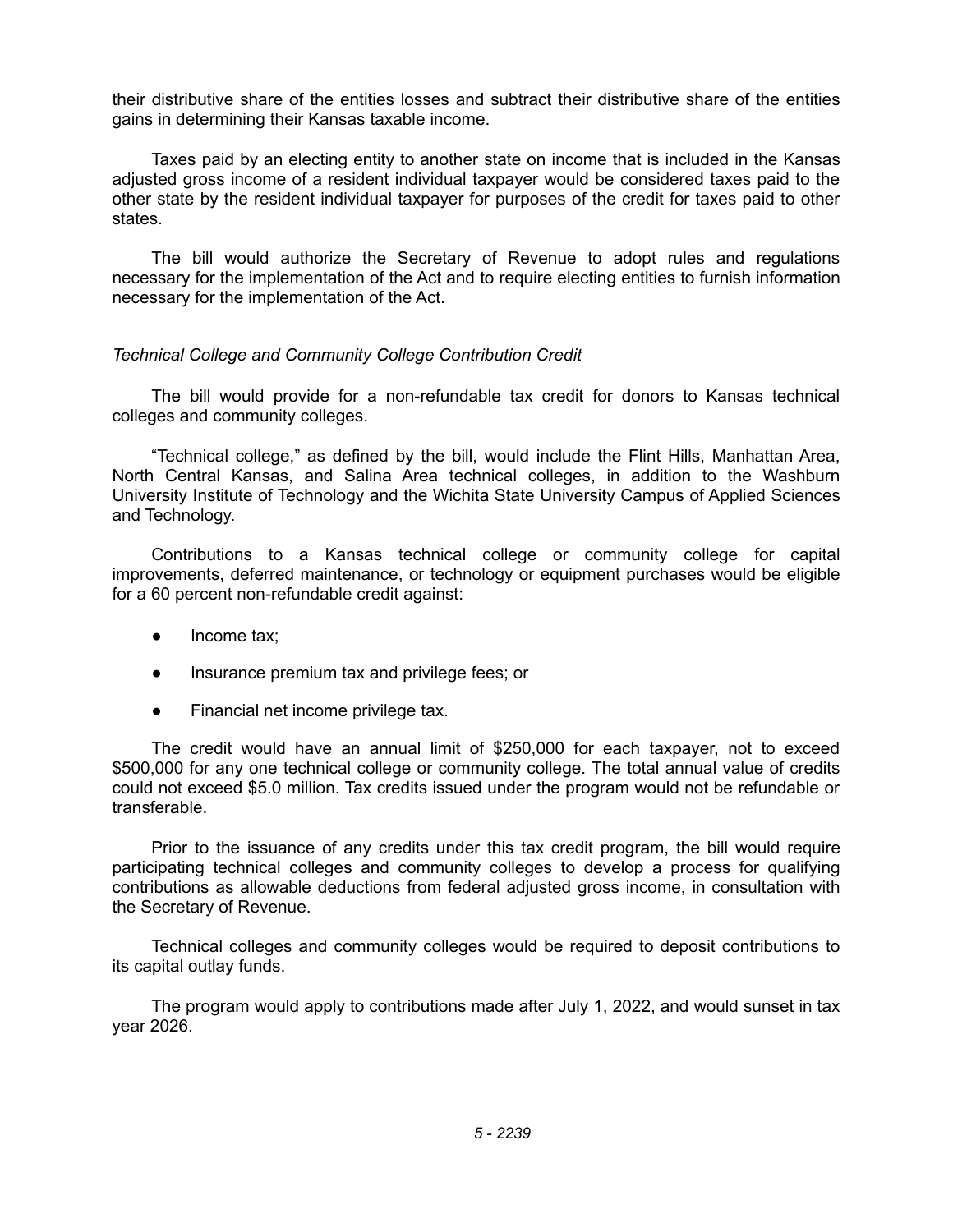their distributive share of the entities losses and subtract their distributive share of the entities gains in determining their Kansas taxable income.

Taxes paid by an electing entity to another state on income that is included in the Kansas adjusted gross income of a resident individual taxpayer would be considered taxes paid to the other state by the resident individual taxpayer for purposes of the credit for taxes paid to other states.

The bill would authorize the Secretary of Revenue to adopt rules and regulations necessary for the implementation of the Act and to require electing entities to furnish information necessary for the implementation of the Act.

*Technical College and Community College Contribution Credit*

The bill would provide for a non-refundable tax credit for donors to Kansas technical colleges and community colleges.

"Technical college," as defined by the bill, would include the Flint Hills, Manhattan Area, North Central Kansas, and Salina Area technical colleges, in addition to the Washburn University Institute of Technology and the Wichita State University Campus of Applied Sciences and Technology.

Contributions to a Kansas technical college or community college for capital improvements, deferred maintenance, or technology or equipment purchases would be eligible for a 60 percent non-refundable credit against:

- Income tax;
- Insurance premium tax and privilege fees; or
- Financial net income privilege tax.

The credit would have an annual limit of $250,000 for each taxpayer, not to exceed $500,000 for any one technical college or community college. The total annual value of credits could not exceed $5.0 million. Tax credits issued under the program would not be refundable or transferable.

Prior to the issuance of any credits under this tax credit program, the bill would require participating technical colleges and community colleges to develop a process for qualifying contributions as allowable deductions from federal adjusted gross income, in consultation with the Secretary of Revenue.

Technical colleges and community colleges would be required to deposit contributions to its capital outlay funds.

The program would apply to contributions made after July 1, 2022, and would sunset in tax year 2026.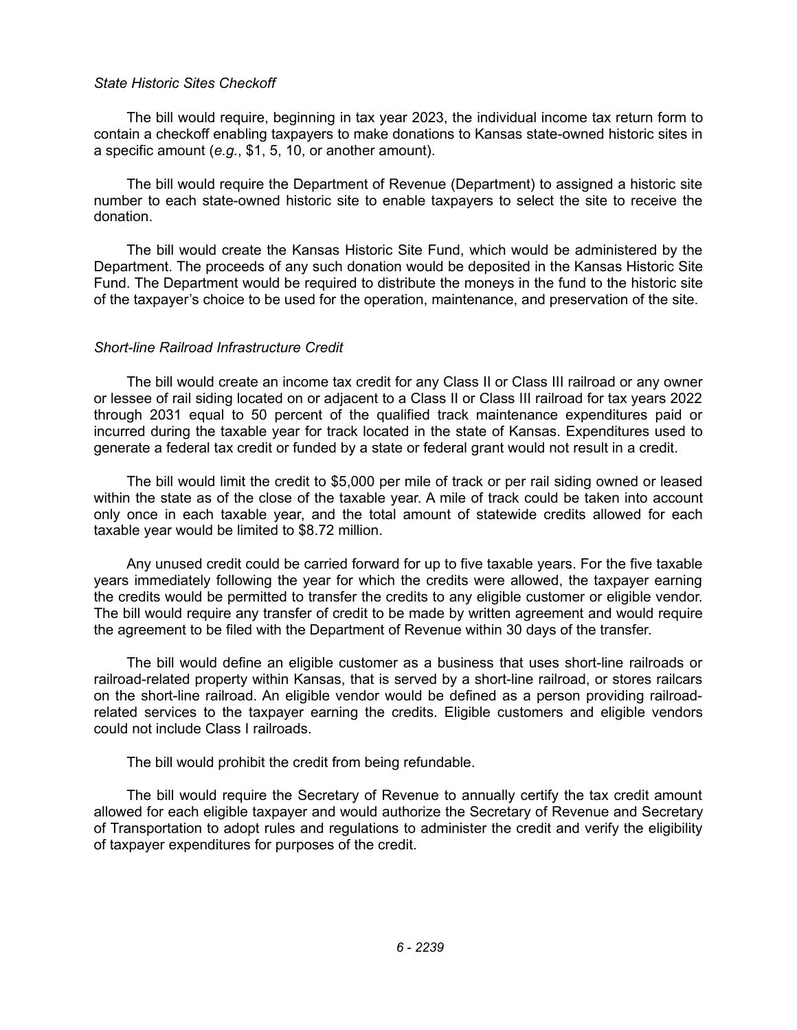*State Historic Sites Checkoff*

The bill would require, beginning in tax year 2023, the individual income tax return form to contain a checkoff enabling taxpayers to make donations to Kansas state-owned historic sites in a specific amount (*e.g.*, $1, 5, 10, or another amount).

The bill would require the Department of Revenue (Department) to assigned a historic site number to each state-owned historic site to enable taxpayers to select the site to receive the donation.

The bill would create the Kansas Historic Site Fund, which would be administered by the Department. The proceeds of any such donation would be deposited in the Kansas Historic Site Fund. The Department would be required to distribute the moneys in the fund to the historic site of the taxpayer's choice to be used for the operation, maintenance, and preservation of the site.

*Short-line Railroad Infrastructure Credit*

The bill would create an income tax credit for any Class II or Class III railroad or any owner or lessee of rail siding located on or adjacent to a Class II or Class III railroad for tax years 2022 through 2031 equal to 50 percent of the qualified track maintenance expenditures paid or incurred during the taxable year for track located in the state of Kansas. Expenditures used to generate a federal tax credit or funded by a state or federal grant would not result in a credit.

The bill would limit the credit to $5,000 per mile of track or per rail siding owned or leased within the state as of the close of the taxable year. A mile of track could be taken into account only once in each taxable year, and the total amount of statewide credits allowed for each taxable year would be limited to $8.72 million.

Any unused credit could be carried forward for up to five taxable years. For the five taxable years immediately following the year for which the credits were allowed, the taxpayer earning the credits would be permitted to transfer the credits to any eligible customer or eligible vendor. The bill would require any transfer of credit to be made by written agreement and would require the agreement to be filed with the Department of Revenue within 30 days of the transfer.

The bill would define an eligible customer as a business that uses short-line railroads or railroad-related property within Kansas, that is served by a short-line railroad, or stores railcars on the short-line railroad. An eligible vendor would be defined as a person providing railroad-related services to the taxpayer earning the credits. Eligible customers and eligible vendors could not include Class I railroads.

The bill would prohibit the credit from being refundable.

The bill would require the Secretary of Revenue to annually certify the tax credit amount allowed for each eligible taxpayer and would authorize the Secretary of Revenue and Secretary of Transportation to adopt rules and regulations to administer the credit and verify the eligibility of taxpayer expenditures for purposes of the credit.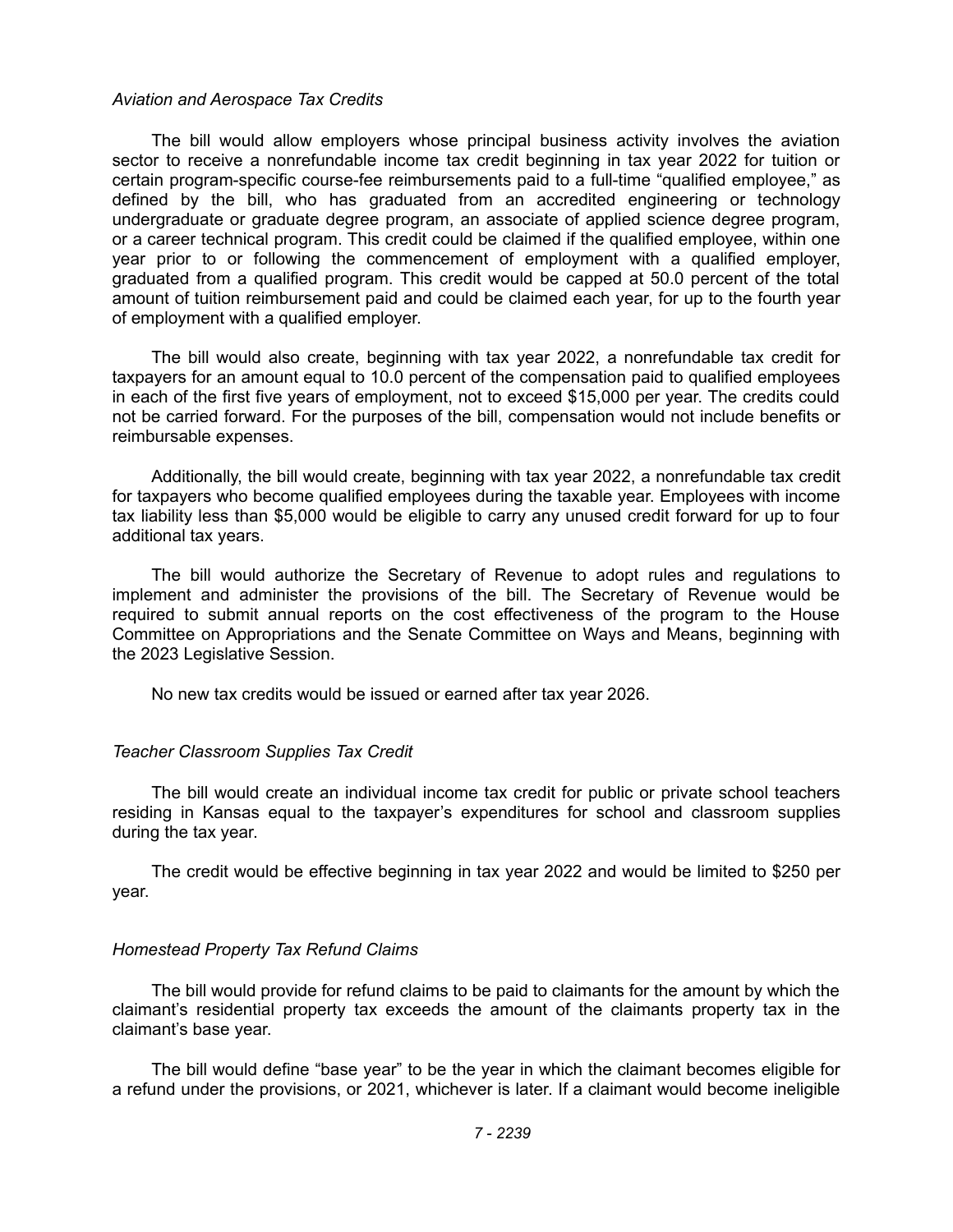*Aviation and Aerospace Tax Credits*

The bill would allow employers whose principal business activity involves the aviation sector to receive a nonrefundable income tax credit beginning in tax year 2022 for tuition or certain program-specific course-fee reimbursements paid to a full-time "qualified employee," as defined by the bill, who has graduated from an accredited engineering or technology undergraduate or graduate degree program, an associate of applied science degree program, or a career technical program. This credit could be claimed if the qualified employee, within one year prior to or following the commencement of employment with a qualified employer, graduated from a qualified program. This credit would be capped at 50.0 percent of the total amount of tuition reimbursement paid and could be claimed each year, for up to the fourth year of employment with a qualified employer.

The bill would also create, beginning with tax year 2022, a nonrefundable tax credit for taxpayers for an amount equal to 10.0 percent of the compensation paid to qualified employees in each of the first five years of employment, not to exceed $15,000 per year. The credits could not be carried forward. For the purposes of the bill, compensation would not include benefits or reimbursable expenses.

Additionally, the bill would create, beginning with tax year 2022, a nonrefundable tax credit for taxpayers who become qualified employees during the taxable year. Employees with income tax liability less than $5,000 would be eligible to carry any unused credit forward for up to four additional tax years.

The bill would authorize the Secretary of Revenue to adopt rules and regulations to implement and administer the provisions of the bill. The Secretary of Revenue would be required to submit annual reports on the cost effectiveness of the program to the House Committee on Appropriations and the Senate Committee on Ways and Means, beginning with the 2023 Legislative Session.

No new tax credits would be issued or earned after tax year 2026.

*Teacher Classroom Supplies Tax Credit*

The bill would create an individual income tax credit for public or private school teachers residing in Kansas equal to the taxpayer's expenditures for school and classroom supplies during the tax year.

The credit would be effective beginning in tax year 2022 and would be limited to $250 per year.

*Homestead Property Tax Refund Claims*

The bill would provide for refund claims to be paid to claimants for the amount by which the claimant's residential property tax exceeds the amount of the claimants property tax in the claimant's base year.

The bill would define "base year" to be the year in which the claimant becomes eligible for a refund under the provisions, or 2021, whichever is later. If a claimant would become ineligible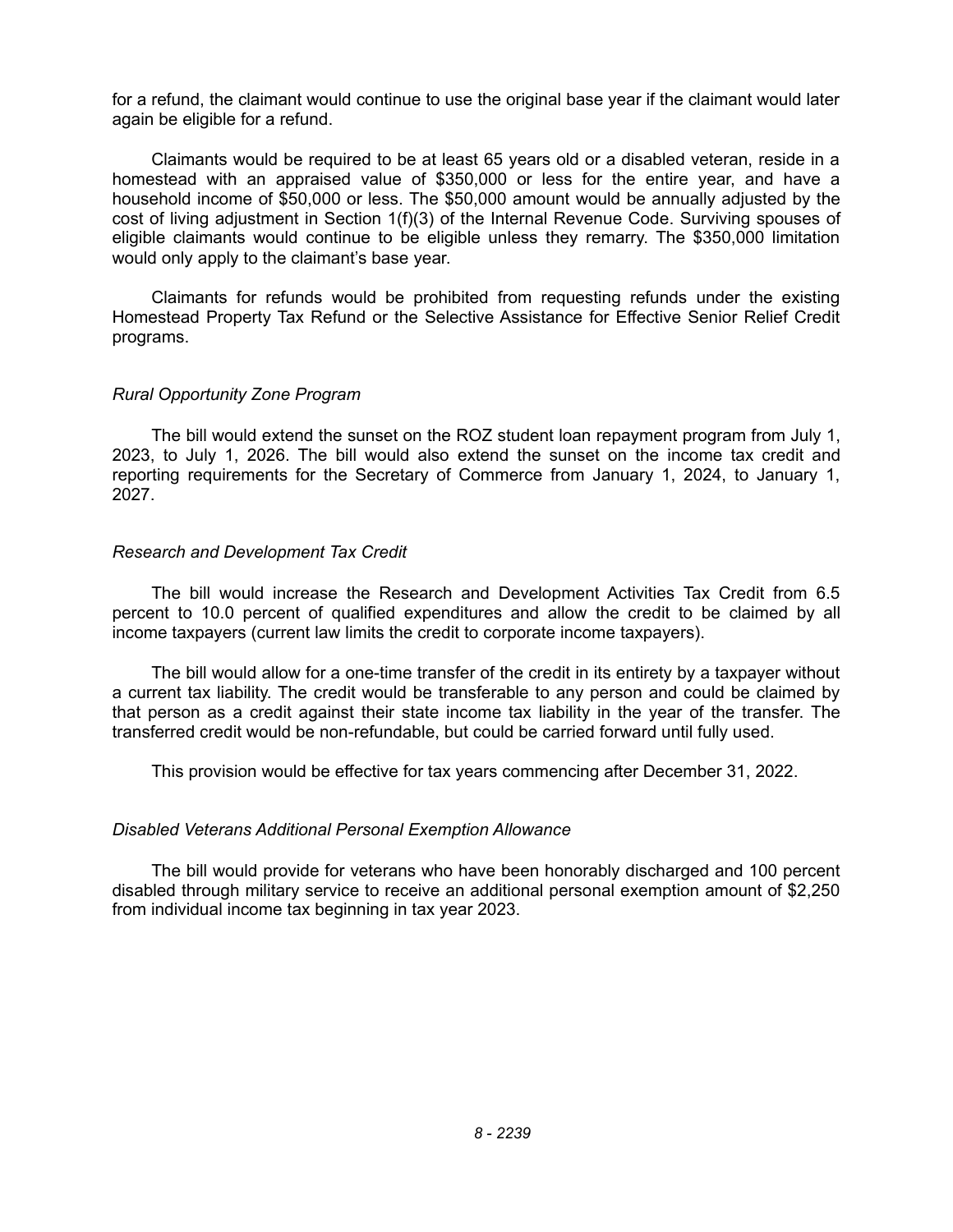for a refund, the claimant would continue to use the original base year if the claimant would later again be eligible for a refund.

Claimants would be required to be at least 65 years old or a disabled veteran, reside in a homestead with an appraised value of $350,000 or less for the entire year, and have a household income of $50,000 or less. The $50,000 amount would be annually adjusted by the cost of living adjustment in Section 1(f)(3) of the Internal Revenue Code. Surviving spouses of eligible claimants would continue to be eligible unless they remarry. The $350,000 limitation would only apply to the claimant's base year.

Claimants for refunds would be prohibited from requesting refunds under the existing Homestead Property Tax Refund or the Selective Assistance for Effective Senior Relief Credit programs.

*Rural Opportunity Zone Program*

The bill would extend the sunset on the ROZ student loan repayment program from July 1, 2023, to July 1, 2026. The bill would also extend the sunset on the income tax credit and reporting requirements for the Secretary of Commerce from January 1, 2024, to January 1, 2027.

*Research and Development Tax Credit*

The bill would increase the Research and Development Activities Tax Credit from 6.5 percent to 10.0 percent of qualified expenditures and allow the credit to be claimed by all income taxpayers (current law limits the credit to corporate income taxpayers).

The bill would allow for a one-time transfer of the credit in its entirety by a taxpayer without a current tax liability. The credit would be transferable to any person and could be claimed by that person as a credit against their state income tax liability in the year of the transfer. The transferred credit would be non-refundable, but could be carried forward until fully used.

This provision would be effective for tax years commencing after December 31, 2022.

*Disabled Veterans Additional Personal Exemption Allowance*

The bill would provide for veterans who have been honorably discharged and 100 percent disabled through military service to receive an additional personal exemption amount of $2,250 from individual income tax beginning in tax year 2023.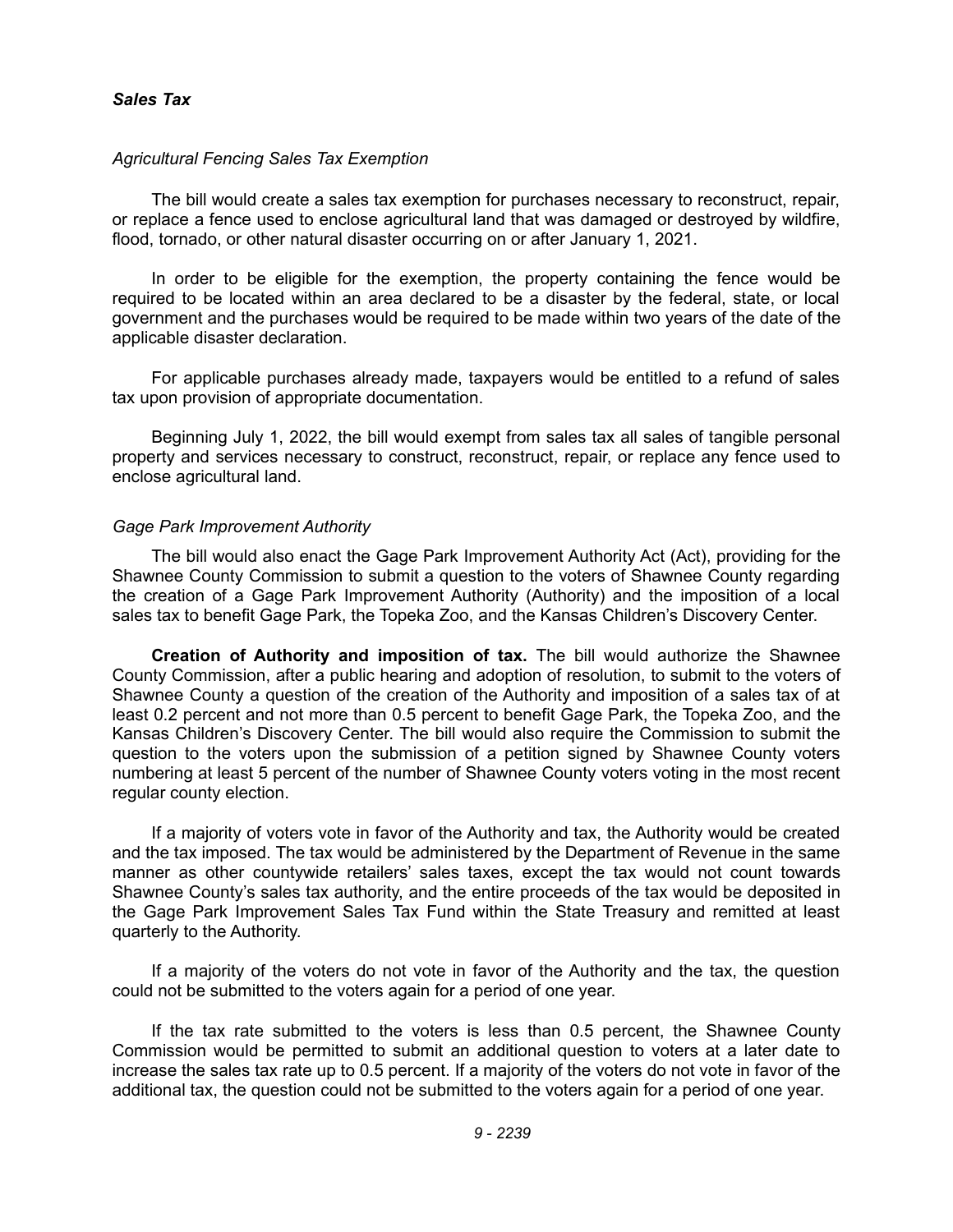### *Sales Tax*

*Agricultural Fencing Sales Tax Exemption*

The bill would create a sales tax exemption for purchases necessary to reconstruct, repair, or replace a fence used to enclose agricultural land that was damaged or destroyed by wildfire, flood, tornado, or other natural disaster occurring on or after January 1, 2021.

In order to be eligible for the exemption, the property containing the fence would be required to be located within an area declared to be a disaster by the federal, state, or local government and the purchases would be required to be made within two years of the date of the applicable disaster declaration.

For applicable purchases already made, taxpayers would be entitled to a refund of sales tax upon provision of appropriate documentation.

Beginning July 1, 2022, the bill would exempt from sales tax all sales of tangible personal property and services necessary to construct, reconstruct, repair, or replace any fence used to enclose agricultural land.

*Gage Park Improvement Authority*

The bill would also enact the Gage Park Improvement Authority Act (Act), providing for the Shawnee County Commission to submit a question to the voters of Shawnee County regarding the creation of a Gage Park Improvement Authority (Authority) and the imposition of a local sales tax to benefit Gage Park, the Topeka Zoo, and the Kansas Children's Discovery Center.

**Creation of Authority and imposition of tax.** The bill would authorize the Shawnee County Commission, after a public hearing and adoption of resolution, to submit to the voters of Shawnee County a question of the creation of the Authority and imposition of a sales tax of at least 0.2 percent and not more than 0.5 percent to benefit Gage Park, the Topeka Zoo, and the Kansas Children's Discovery Center. The bill would also require the Commission to submit the question to the voters upon the submission of a petition signed by Shawnee County voters numbering at least 5 percent of the number of Shawnee County voters voting in the most recent regular county election.

If a majority of voters vote in favor of the Authority and tax, the Authority would be created and the tax imposed. The tax would be administered by the Department of Revenue in the same manner as other countywide retailers' sales taxes, except the tax would not count towards Shawnee County's sales tax authority, and the entire proceeds of the tax would be deposited in the Gage Park Improvement Sales Tax Fund within the State Treasury and remitted at least quarterly to the Authority.

If a majority of the voters do not vote in favor of the Authority and the tax, the question could not be submitted to the voters again for a period of one year.

If the tax rate submitted to the voters is less than 0.5 percent, the Shawnee County Commission would be permitted to submit an additional question to voters at a later date to increase the sales tax rate up to 0.5 percent. If a majority of the voters do not vote in favor of the additional tax, the question could not be submitted to the voters again for a period of one year.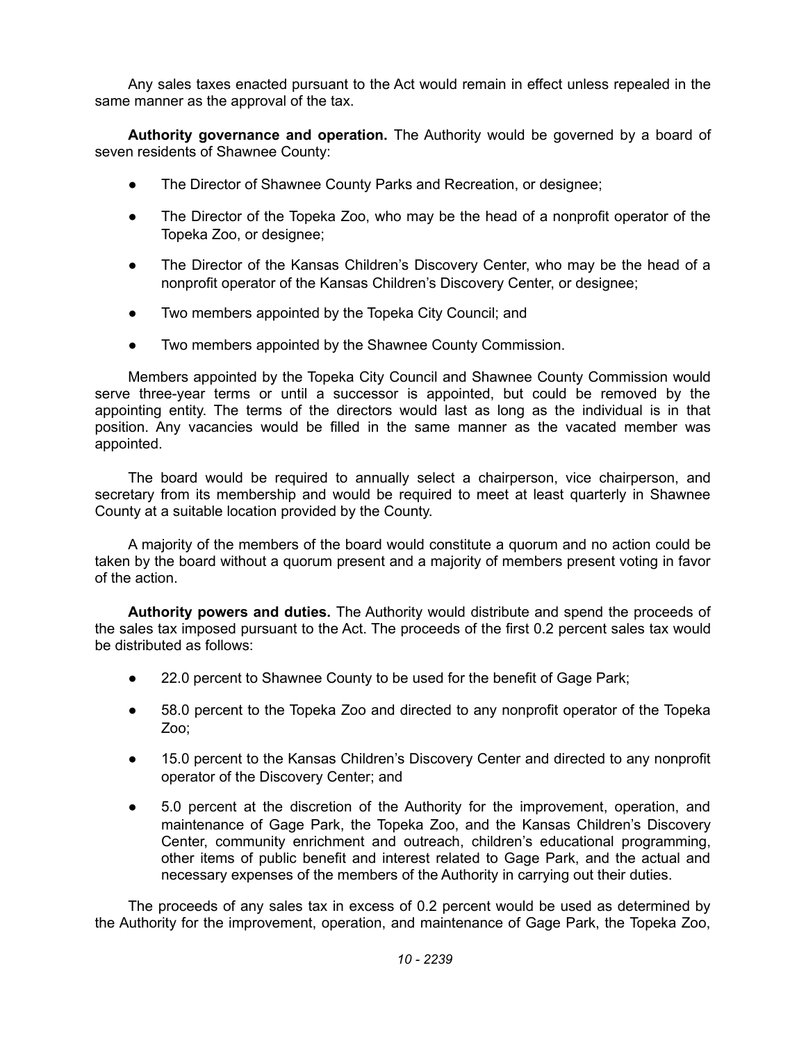Any sales taxes enacted pursuant to the Act would remain in effect unless repealed in the same manner as the approval of the tax.

**Authority governance and operation.** The Authority would be governed by a board of seven residents of Shawnee County:

- The Director of Shawnee County Parks and Recreation, or designee;
- The Director of the Topeka Zoo, who may be the head of a nonprofit operator of the Topeka Zoo, or designee;
- The Director of the Kansas Children's Discovery Center, who may be the head of a nonprofit operator of the Kansas Children's Discovery Center, or designee;
- Two members appointed by the Topeka City Council; and
- Two members appointed by the Shawnee County Commission.

Members appointed by the Topeka City Council and Shawnee County Commission would serve three-year terms or until a successor is appointed, but could be removed by the appointing entity. The terms of the directors would last as long as the individual is in that position. Any vacancies would be filled in the same manner as the vacated member was appointed.

The board would be required to annually select a chairperson, vice chairperson, and secretary from its membership and would be required to meet at least quarterly in Shawnee County at a suitable location provided by the County.

A majority of the members of the board would constitute a quorum and no action could be taken by the board without a quorum present and a majority of members present voting in favor of the action.

**Authority powers and duties.** The Authority would distribute and spend the proceeds of the sales tax imposed pursuant to the Act. The proceeds of the first 0.2 percent sales tax would be distributed as follows:

- 22.0 percent to Shawnee County to be used for the benefit of Gage Park;
- 58.0 percent to the Topeka Zoo and directed to any nonprofit operator of the Topeka Zoo;
- 15.0 percent to the Kansas Children's Discovery Center and directed to any nonprofit operator of the Discovery Center; and
- 5.0 percent at the discretion of the Authority for the improvement, operation, and maintenance of Gage Park, the Topeka Zoo, and the Kansas Children's Discovery Center, community enrichment and outreach, children's educational programming, other items of public benefit and interest related to Gage Park, and the actual and necessary expenses of the members of the Authority in carrying out their duties.

The proceeds of any sales tax in excess of 0.2 percent would be used as determined by the Authority for the improvement, operation, and maintenance of Gage Park, the Topeka Zoo,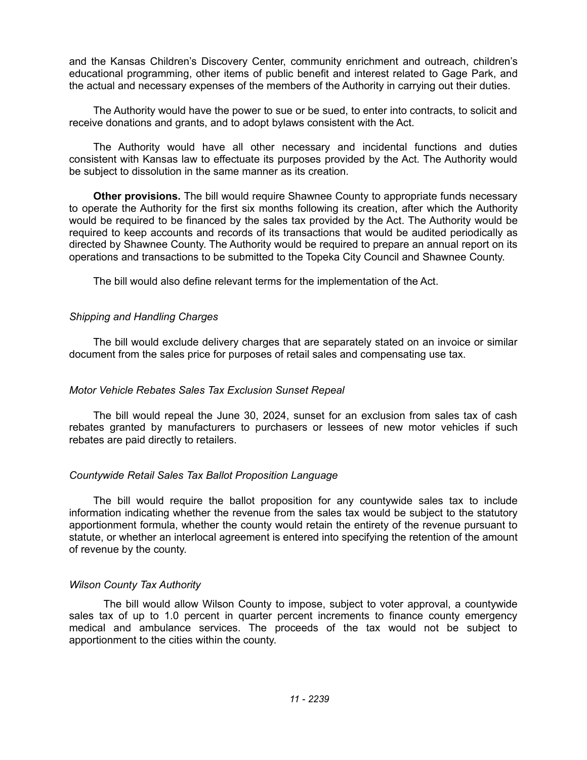and the Kansas Children's Discovery Center, community enrichment and outreach, children's educational programming, other items of public benefit and interest related to Gage Park, and the actual and necessary expenses of the members of the Authority in carrying out their duties.

The Authority would have the power to sue or be sued, to enter into contracts, to solicit and receive donations and grants, and to adopt bylaws consistent with the Act.

The Authority would have all other necessary and incidental functions and duties consistent with Kansas law to effectuate its purposes provided by the Act. The Authority would be subject to dissolution in the same manner as its creation.

**Other provisions.** The bill would require Shawnee County to appropriate funds necessary to operate the Authority for the first six months following its creation, after which the Authority would be required to be financed by the sales tax provided by the Act. The Authority would be required to keep accounts and records of its transactions that would be audited periodically as directed by Shawnee County. The Authority would be required to prepare an annual report on its operations and transactions to be submitted to the Topeka City Council and Shawnee County.

The bill would also define relevant terms for the implementation of the Act.

*Shipping and Handling Charges*

The bill would exclude delivery charges that are separately stated on an invoice or similar document from the sales price for purposes of retail sales and compensating use tax.

*Motor Vehicle Rebates Sales Tax Exclusion Sunset Repeal*

The bill would repeal the June 30, 2024, sunset for an exclusion from sales tax of cash rebates granted by manufacturers to purchasers or lessees of new motor vehicles if such rebates are paid directly to retailers.

*Countywide Retail Sales Tax Ballot Proposition Language*

The bill would require the ballot proposition for any countywide sales tax to include information indicating whether the revenue from the sales tax would be subject to the statutory apportionment formula, whether the county would retain the entirety of the revenue pursuant to statute, or whether an interlocal agreement is entered into specifying the retention of the amount of revenue by the county.

*Wilson County Tax Authority*

The bill would allow Wilson County to impose, subject to voter approval, a countywide sales tax of up to 1.0 percent in quarter percent increments to finance county emergency medical and ambulance services. The proceeds of the tax would not be subject to apportionment to the cities within the county.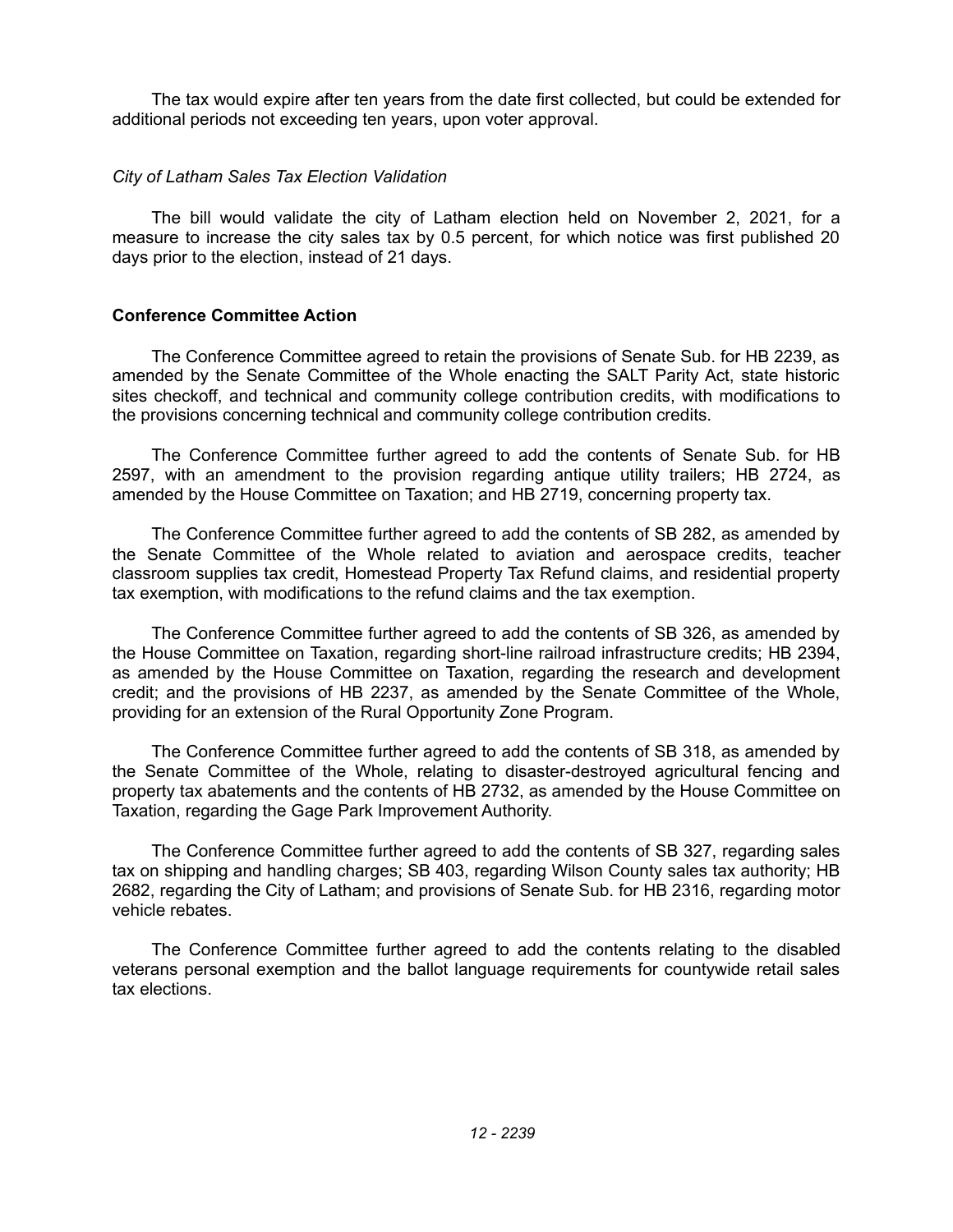The tax would expire after ten years from the date first collected, but could be extended for additional periods not exceeding ten years, upon voter approval.

*City of Latham Sales Tax Election Validation*

The bill would validate the city of Latham election held on November 2, 2021, for a measure to increase the city sales tax by 0.5 percent, for which notice was first published 20 days prior to the election, instead of 21 days.

**Conference Committee Action**

The Conference Committee agreed to retain the provisions of Senate Sub. for HB 2239, as amended by the Senate Committee of the Whole enacting the SALT Parity Act, state historic sites checkoff, and technical and community college contribution credits, with modifications to the provisions concerning technical and community college contribution credits.

The Conference Committee further agreed to add the contents of Senate Sub. for HB 2597, with an amendment to the provision regarding antique utility trailers; HB 2724, as amended by the House Committee on Taxation; and HB 2719, concerning property tax.

The Conference Committee further agreed to add the contents of SB 282, as amended by the Senate Committee of the Whole related to aviation and aerospace credits, teacher classroom supplies tax credit, Homestead Property Tax Refund claims, and residential property tax exemption, with modifications to the refund claims and the tax exemption.

The Conference Committee further agreed to add the contents of SB 326, as amended by the House Committee on Taxation, regarding short-line railroad infrastructure credits; HB 2394, as amended by the House Committee on Taxation, regarding the research and development credit; and the provisions of HB 2237, as amended by the Senate Committee of the Whole, providing for an extension of the Rural Opportunity Zone Program.

The Conference Committee further agreed to add the contents of SB 318, as amended by the Senate Committee of the Whole, relating to disaster-destroyed agricultural fencing and property tax abatements and the contents of HB 2732, as amended by the House Committee on Taxation, regarding the Gage Park Improvement Authority.

The Conference Committee further agreed to add the contents of SB 327, regarding sales tax on shipping and handling charges; SB 403, regarding Wilson County sales tax authority; HB 2682, regarding the City of Latham; and provisions of Senate Sub. for HB 2316, regarding motor vehicle rebates.

The Conference Committee further agreed to add the contents relating to the disabled veterans personal exemption and the ballot language requirements for countywide retail sales tax elections.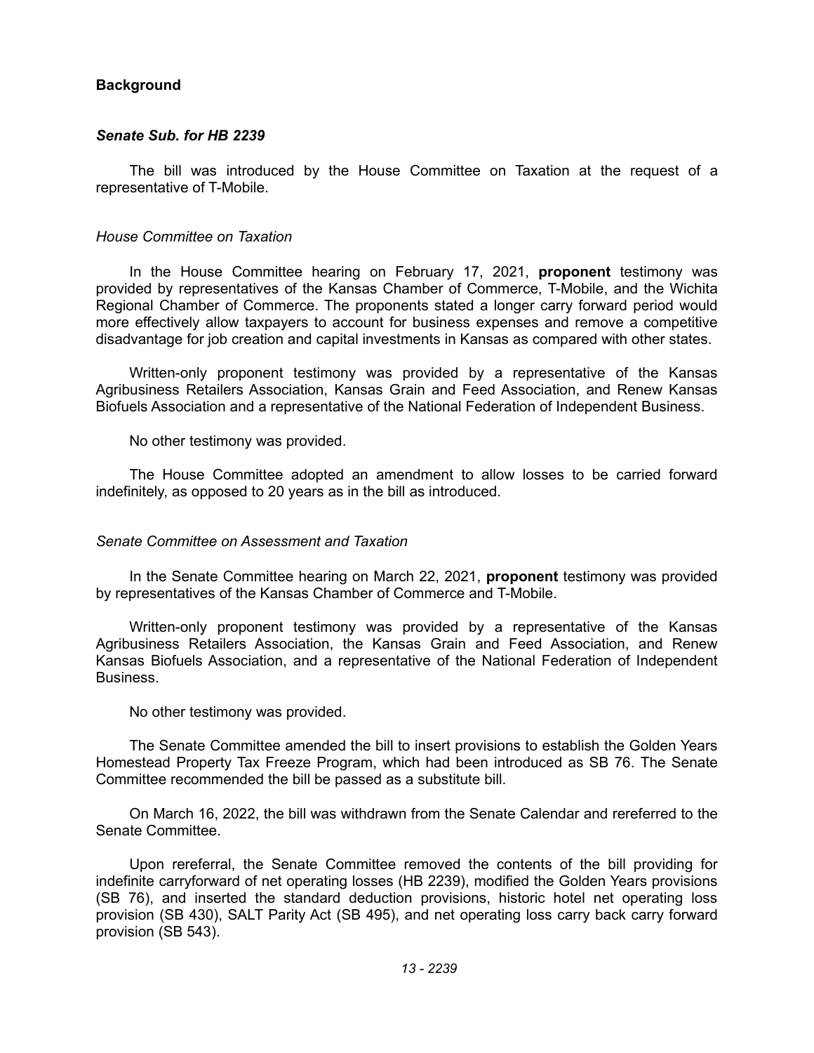**Background**

***Senate Sub. for HB 2239***

The bill was introduced by the House Committee on Taxation at the request of a representative of T-Mobile.

*House Committee on Taxation*

In the House Committee hearing on February 17, 2021, **proponent** testimony was provided by representatives of the Kansas Chamber of Commerce, T-Mobile, and the Wichita Regional Chamber of Commerce. The proponents stated a longer carry forward period would more effectively allow taxpayers to account for business expenses and remove a competitive disadvantage for job creation and capital investments in Kansas as compared with other states.

Written-only proponent testimony was provided by a representative of the Kansas Agribusiness Retailers Association, Kansas Grain and Feed Association, and Renew Kansas Biofuels Association and a representative of the National Federation of Independent Business.

No other testimony was provided.

The House Committee adopted an amendment to allow losses to be carried forward indefinitely, as opposed to 20 years as in the bill as introduced.

*Senate Committee on Assessment and Taxation*

In the Senate Committee hearing on March 22, 2021, **proponent** testimony was provided by representatives of the Kansas Chamber of Commerce and T-Mobile.

Written-only proponent testimony was provided by a representative of the Kansas Agribusiness Retailers Association, the Kansas Grain and Feed Association, and Renew Kansas Biofuels Association, and a representative of the National Federation of Independent Business.

No other testimony was provided.

The Senate Committee amended the bill to insert provisions to establish the Golden Years Homestead Property Tax Freeze Program, which had been introduced as SB 76. The Senate Committee recommended the bill be passed as a substitute bill.

On March 16, 2022, the bill was withdrawn from the Senate Calendar and rereferred to the Senate Committee.

Upon rereferral, the Senate Committee removed the contents of the bill providing for indefinite carryforward of net operating losses (HB 2239), modified the Golden Years provisions (SB 76), and inserted the standard deduction provisions, historic hotel net operating loss provision (SB 430), SALT Parity Act (SB 495), and net operating loss carry back carry forward provision (SB 543).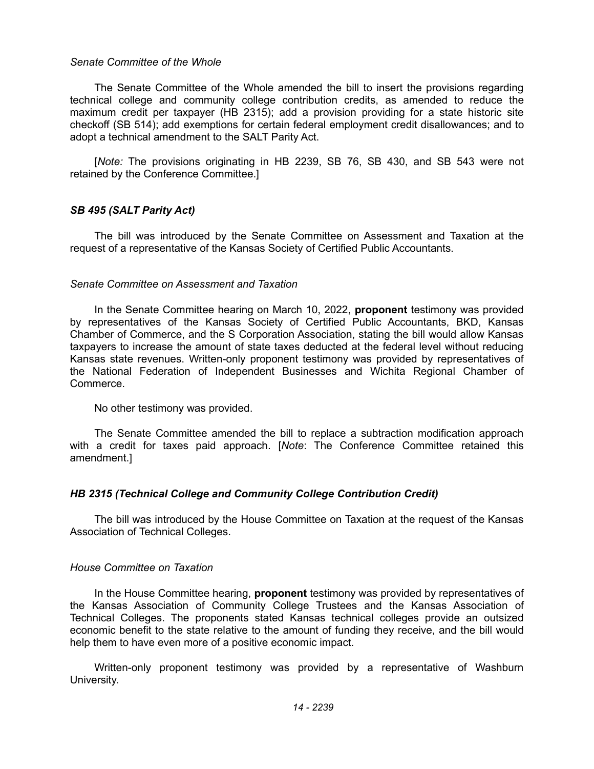*Senate Committee of the Whole*

The Senate Committee of the Whole amended the bill to insert the provisions regarding technical college and community college contribution credits, as amended to reduce the maximum credit per taxpayer (HB 2315); add a provision providing for a state historic site checkoff (SB 514); add exemptions for certain federal employment credit disallowances; and to adopt a technical amendment to the SALT Parity Act.

[*Note:* The provisions originating in HB 2239, SB 76, SB 430, and SB 543 were not retained by the Conference Committee.]

### *SB 495 (SALT Parity Act)*

The bill was introduced by the Senate Committee on Assessment and Taxation at the request of a representative of the Kansas Society of Certified Public Accountants.

*Senate Committee on Assessment and Taxation*

In the Senate Committee hearing on March 10, 2022, **proponent** testimony was provided by representatives of the Kansas Society of Certified Public Accountants, BKD, Kansas Chamber of Commerce, and the S Corporation Association, stating the bill would allow Kansas taxpayers to increase the amount of state taxes deducted at the federal level without reducing Kansas state revenues. Written-only proponent testimony was provided by representatives of the National Federation of Independent Businesses and Wichita Regional Chamber of Commerce.

No other testimony was provided.

The Senate Committee amended the bill to replace a subtraction modification approach with a credit for taxes paid approach. [*Note*: The Conference Committee retained this amendment.]

### *HB 2315 (Technical College and Community College Contribution Credit)*

The bill was introduced by the House Committee on Taxation at the request of the Kansas Association of Technical Colleges.

*House Committee on Taxation*

In the House Committee hearing, **proponent** testimony was provided by representatives of the Kansas Association of Community College Trustees and the Kansas Association of Technical Colleges. The proponents stated Kansas technical colleges provide an outsized economic benefit to the state relative to the amount of funding they receive, and the bill would help them to have even more of a positive economic impact.

Written-only proponent testimony was provided by a representative of Washburn University.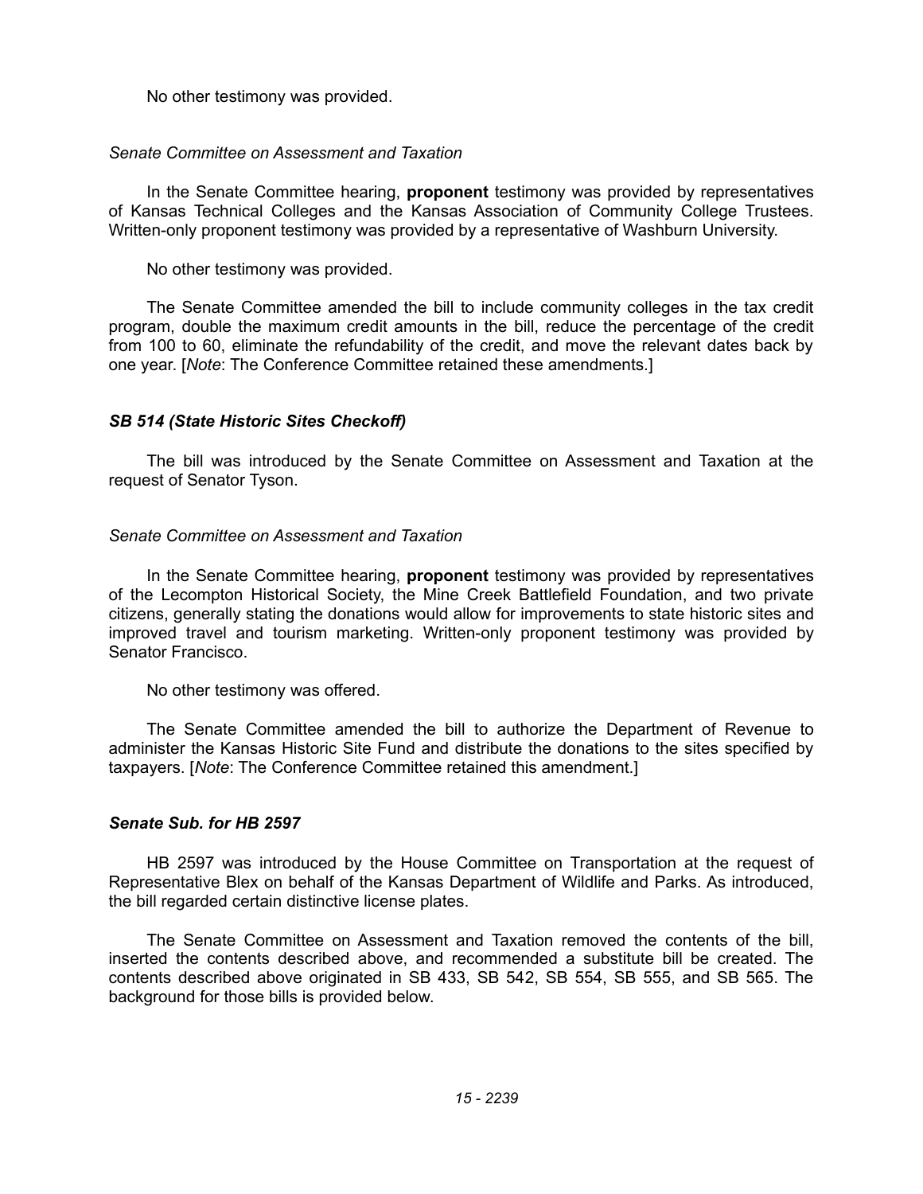No other testimony was provided.

*Senate Committee on Assessment and Taxation*

In the Senate Committee hearing, **proponent** testimony was provided by representatives of Kansas Technical Colleges and the Kansas Association of Community College Trustees. Written-only proponent testimony was provided by a representative of Washburn University.

No other testimony was provided.

The Senate Committee amended the bill to include community colleges in the tax credit program, double the maximum credit amounts in the bill, reduce the percentage of the credit from 100 to 60, eliminate the refundability of the credit, and move the relevant dates back by one year. [*Note*: The Conference Committee retained these amendments.]

### *SB 514 (State Historic Sites Checkoff)*

The bill was introduced by the Senate Committee on Assessment and Taxation at the request of Senator Tyson.

*Senate Committee on Assessment and Taxation*

In the Senate Committee hearing, **proponent** testimony was provided by representatives of the Lecompton Historical Society, the Mine Creek Battlefield Foundation, and two private citizens, generally stating the donations would allow for improvements to state historic sites and improved travel and tourism marketing. Written-only proponent testimony was provided by Senator Francisco.

No other testimony was offered.

The Senate Committee amended the bill to authorize the Department of Revenue to administer the Kansas Historic Site Fund and distribute the donations to the sites specified by taxpayers. [*Note*: The Conference Committee retained this amendment.]

### *Senate Sub. for HB 2597*

HB 2597 was introduced by the House Committee on Transportation at the request of Representative Blex on behalf of the Kansas Department of Wildlife and Parks. As introduced, the bill regarded certain distinctive license plates.

The Senate Committee on Assessment and Taxation removed the contents of the bill, inserted the contents described above, and recommended a substitute bill be created. The contents described above originated in SB 433, SB 542, SB 554, SB 555, and SB 565. The background for those bills is provided below.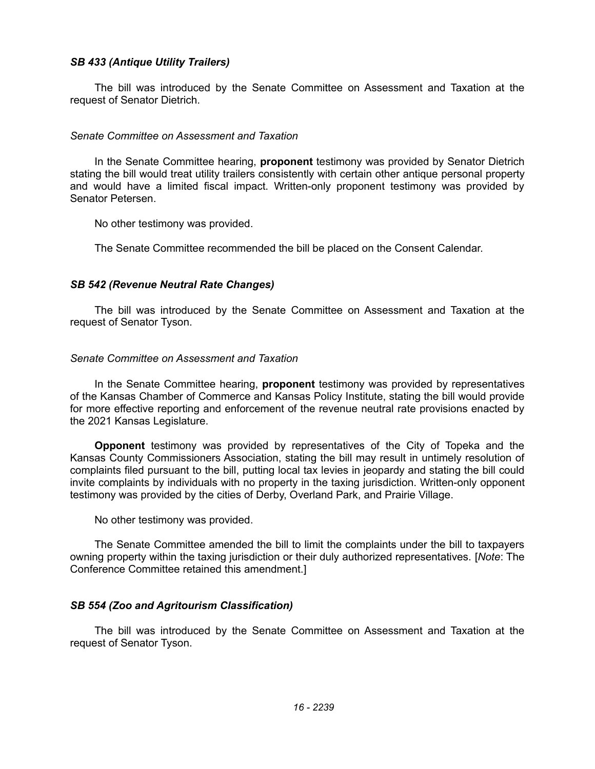### *SB 433 (Antique Utility Trailers)*

The bill was introduced by the Senate Committee on Assessment and Taxation at the request of Senator Dietrich.

*Senate Committee on Assessment and Taxation*

In the Senate Committee hearing, **proponent** testimony was provided by Senator Dietrich stating the bill would treat utility trailers consistently with certain other antique personal property and would have a limited fiscal impact. Written-only proponent testimony was provided by Senator Petersen.

No other testimony was provided.

The Senate Committee recommended the bill be placed on the Consent Calendar.

### *SB 542 (Revenue Neutral Rate Changes)*

The bill was introduced by the Senate Committee on Assessment and Taxation at the request of Senator Tyson.

*Senate Committee on Assessment and Taxation*

In the Senate Committee hearing, **proponent** testimony was provided by representatives of the Kansas Chamber of Commerce and Kansas Policy Institute, stating the bill would provide for more effective reporting and enforcement of the revenue neutral rate provisions enacted by the 2021 Kansas Legislature.

**Opponent** testimony was provided by representatives of the City of Topeka and the Kansas County Commissioners Association, stating the bill may result in untimely resolution of complaints filed pursuant to the bill, putting local tax levies in jeopardy and stating the bill could invite complaints by individuals with no property in the taxing jurisdiction. Written-only opponent testimony was provided by the cities of Derby, Overland Park, and Prairie Village.

No other testimony was provided.

The Senate Committee amended the bill to limit the complaints under the bill to taxpayers owning property within the taxing jurisdiction or their duly authorized representatives. [*Note*: The Conference Committee retained this amendment.]

### *SB 554 (Zoo and Agritourism Classification)*

The bill was introduced by the Senate Committee on Assessment and Taxation at the request of Senator Tyson.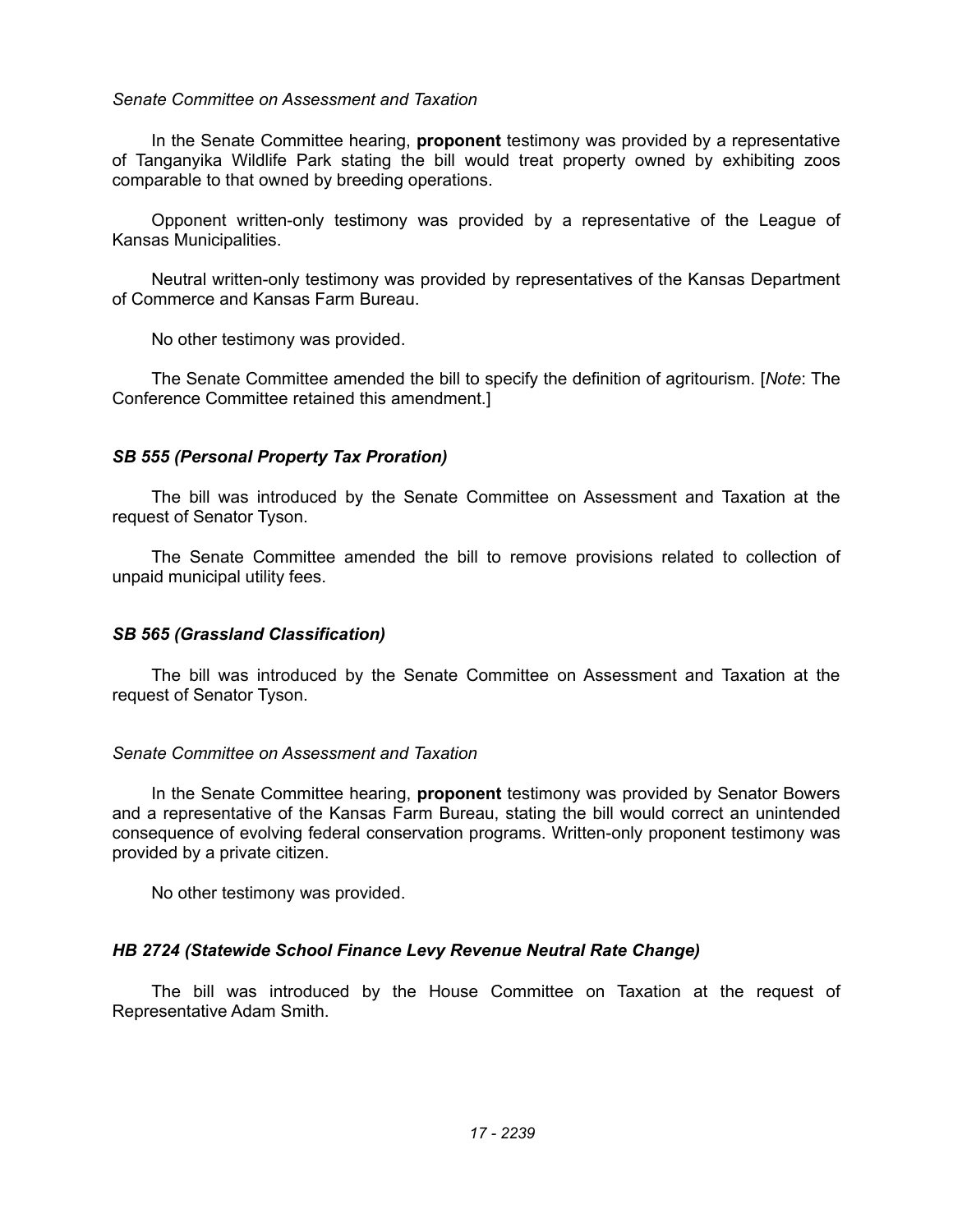*Senate Committee on Assessment and Taxation*

In the Senate Committee hearing, **proponent** testimony was provided by a representative of Tanganyika Wildlife Park stating the bill would treat property owned by exhibiting zoos comparable to that owned by breeding operations.

Opponent written-only testimony was provided by a representative of the League of Kansas Municipalities.

Neutral written-only testimony was provided by representatives of the Kansas Department of Commerce and Kansas Farm Bureau.

No other testimony was provided.

The Senate Committee amended the bill to specify the definition of agritourism. [*Note*: The Conference Committee retained this amendment.]

### *SB 555 (Personal Property Tax Proration)*

The bill was introduced by the Senate Committee on Assessment and Taxation at the request of Senator Tyson.

The Senate Committee amended the bill to remove provisions related to collection of unpaid municipal utility fees.

### *SB 565 (Grassland Classification)*

The bill was introduced by the Senate Committee on Assessment and Taxation at the request of Senator Tyson.

*Senate Committee on Assessment and Taxation*

In the Senate Committee hearing, **proponent** testimony was provided by Senator Bowers and a representative of the Kansas Farm Bureau, stating the bill would correct an unintended consequence of evolving federal conservation programs. Written-only proponent testimony was provided by a private citizen.

No other testimony was provided.

### *HB 2724 (Statewide School Finance Levy Revenue Neutral Rate Change)*

The bill was introduced by the House Committee on Taxation at the request of Representative Adam Smith.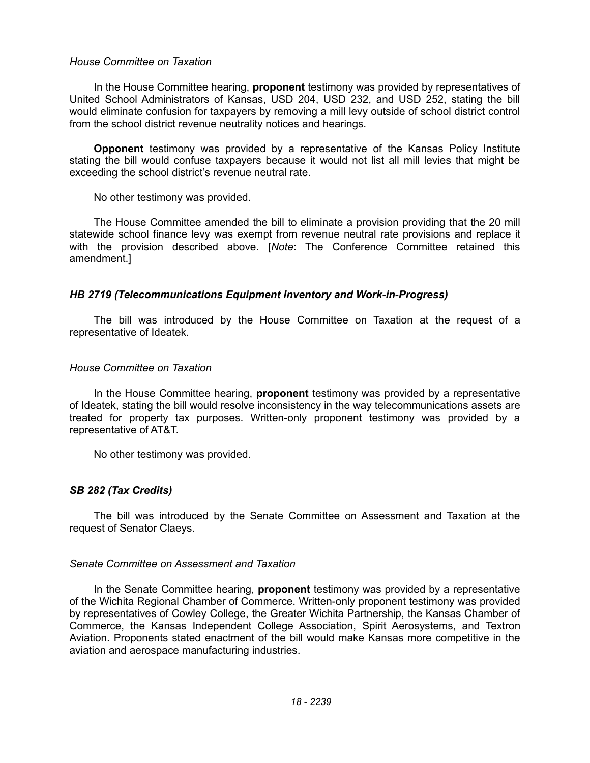*House Committee on Taxation*

In the House Committee hearing, **proponent** testimony was provided by representatives of United School Administrators of Kansas, USD 204, USD 232, and USD 252, stating the bill would eliminate confusion for taxpayers by removing a mill levy outside of school district control from the school district revenue neutrality notices and hearings.

**Opponent** testimony was provided by a representative of the Kansas Policy Institute stating the bill would confuse taxpayers because it would not list all mill levies that might be exceeding the school district's revenue neutral rate.

No other testimony was provided.

The House Committee amended the bill to eliminate a provision providing that the 20 mill statewide school finance levy was exempt from revenue neutral rate provisions and replace it with the provision described above. [*Note*: The Conference Committee retained this amendment.]

### *HB 2719 (Telecommunications Equipment Inventory and Work-in-Progress)*

The bill was introduced by the House Committee on Taxation at the request of a representative of Ideatek.

*House Committee on Taxation*

In the House Committee hearing, **proponent** testimony was provided by a representative of Ideatek, stating the bill would resolve inconsistency in the way telecommunications assets are treated for property tax purposes. Written-only proponent testimony was provided by a representative of AT&T.

No other testimony was provided.

### *SB 282 (Tax Credits)*

The bill was introduced by the Senate Committee on Assessment and Taxation at the request of Senator Claeys.

*Senate Committee on Assessment and Taxation*

In the Senate Committee hearing, **proponent** testimony was provided by a representative of the Wichita Regional Chamber of Commerce. Written-only proponent testimony was provided by representatives of Cowley College, the Greater Wichita Partnership, the Kansas Chamber of Commerce, the Kansas Independent College Association, Spirit Aerosystems, and Textron Aviation. Proponents stated enactment of the bill would make Kansas more competitive in the aviation and aerospace manufacturing industries.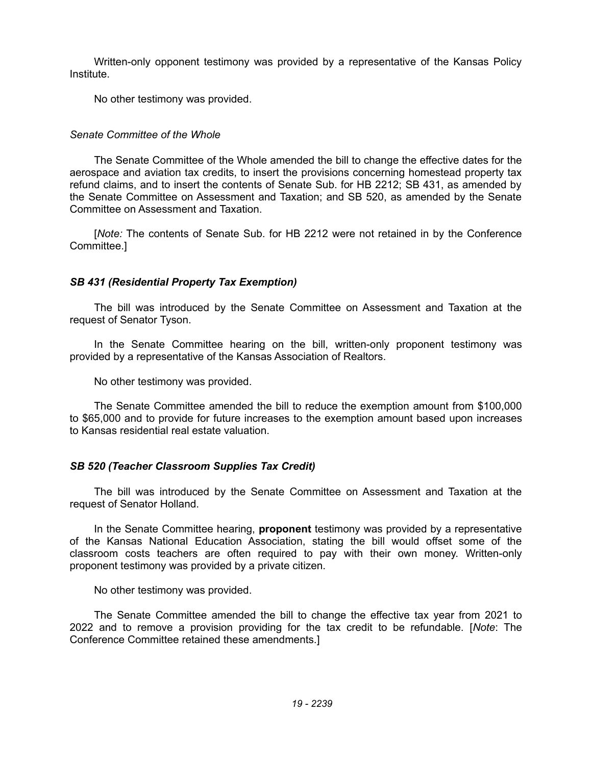Written-only opponent testimony was provided by a representative of the Kansas Policy Institute.

No other testimony was provided.

*Senate Committee of the Whole*

The Senate Committee of the Whole amended the bill to change the effective dates for the aerospace and aviation tax credits, to insert the provisions concerning homestead property tax refund claims, and to insert the contents of Senate Sub. for HB 2212; SB 431, as amended by the Senate Committee on Assessment and Taxation; and SB 520, as amended by the Senate Committee on Assessment and Taxation.

[*Note:* The contents of Senate Sub. for HB 2212 were not retained in by the Conference Committee.]

### *SB 431 (Residential Property Tax Exemption)*

The bill was introduced by the Senate Committee on Assessment and Taxation at the request of Senator Tyson.

In the Senate Committee hearing on the bill, written-only proponent testimony was provided by a representative of the Kansas Association of Realtors.

No other testimony was provided.

The Senate Committee amended the bill to reduce the exemption amount from $100,000 to $65,000 and to provide for future increases to the exemption amount based upon increases to Kansas residential real estate valuation.

### *SB 520 (Teacher Classroom Supplies Tax Credit)*

The bill was introduced by the Senate Committee on Assessment and Taxation at the request of Senator Holland.

In the Senate Committee hearing, **proponent** testimony was provided by a representative of the Kansas National Education Association, stating the bill would offset some of the classroom costs teachers are often required to pay with their own money. Written-only proponent testimony was provided by a private citizen.

No other testimony was provided.

The Senate Committee amended the bill to change the effective tax year from 2021 to 2022 and to remove a provision providing for the tax credit to be refundable. [*Note*: The Conference Committee retained these amendments.]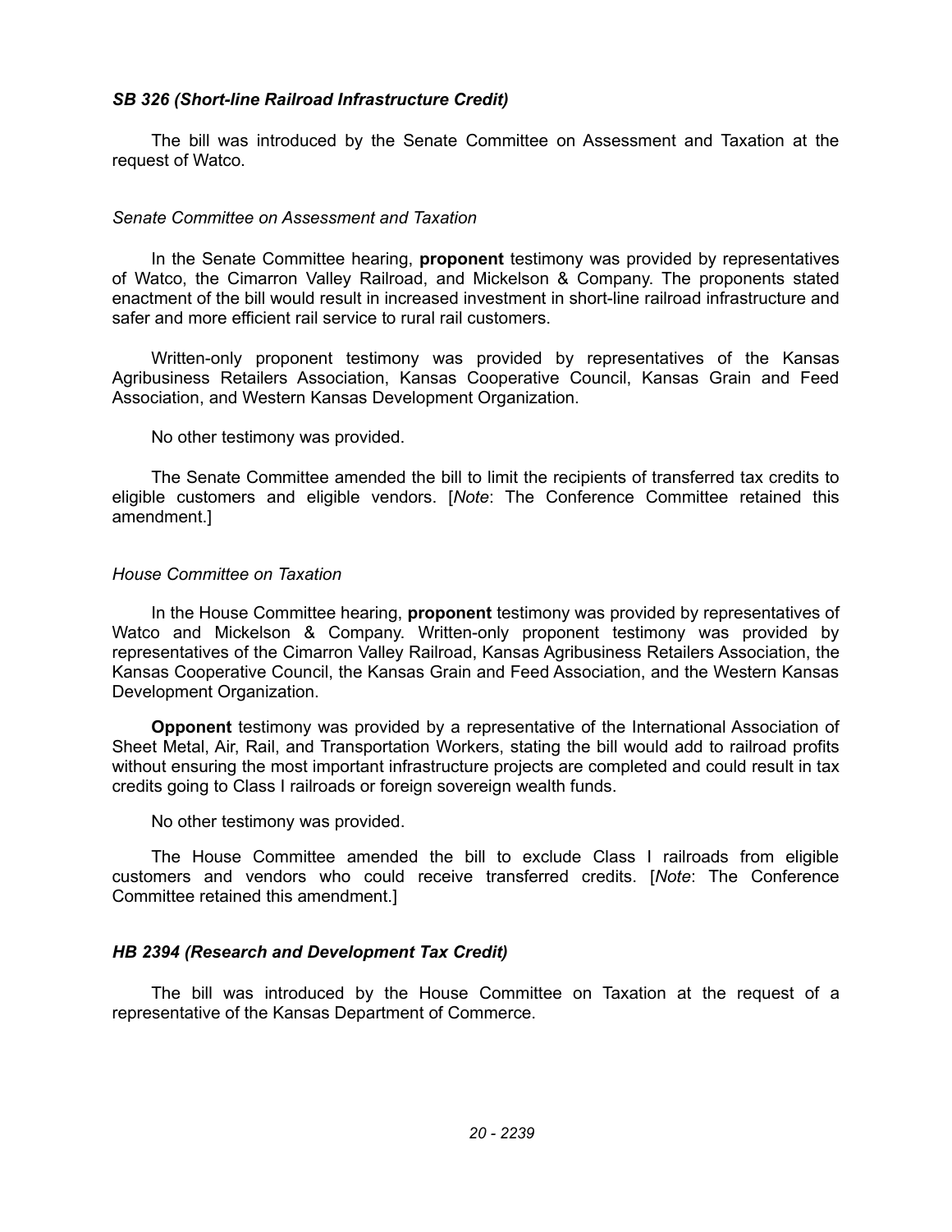### *SB 326 (Short-line Railroad Infrastructure Credit)*

The bill was introduced by the Senate Committee on Assessment and Taxation at the request of Watco.

#### *Senate Committee on Assessment and Taxation*

In the Senate Committee hearing, **proponent** testimony was provided by representatives of Watco, the Cimarron Valley Railroad, and Mickelson & Company. The proponents stated enactment of the bill would result in increased investment in short-line railroad infrastructure and safer and more efficient rail service to rural rail customers.

Written-only proponent testimony was provided by representatives of the Kansas Agribusiness Retailers Association, Kansas Cooperative Council, Kansas Grain and Feed Association, and Western Kansas Development Organization.

No other testimony was provided.

The Senate Committee amended the bill to limit the recipients of transferred tax credits to eligible customers and eligible vendors. [*Note*: The Conference Committee retained this amendment.]

#### *House Committee on Taxation*

In the House Committee hearing, **proponent** testimony was provided by representatives of Watco and Mickelson & Company. Written-only proponent testimony was provided by representatives of the Cimarron Valley Railroad, Kansas Agribusiness Retailers Association, the Kansas Cooperative Council, the Kansas Grain and Feed Association, and the Western Kansas Development Organization.

**Opponent** testimony was provided by a representative of the International Association of Sheet Metal, Air, Rail, and Transportation Workers, stating the bill would add to railroad profits without ensuring the most important infrastructure projects are completed and could result in tax credits going to Class I railroads or foreign sovereign wealth funds.

No other testimony was provided.

The House Committee amended the bill to exclude Class I railroads from eligible customers and vendors who could receive transferred credits. [*Note*: The Conference Committee retained this amendment.]

### *HB 2394 (Research and Development Tax Credit)*

The bill was introduced by the House Committee on Taxation at the request of a representative of the Kansas Department of Commerce.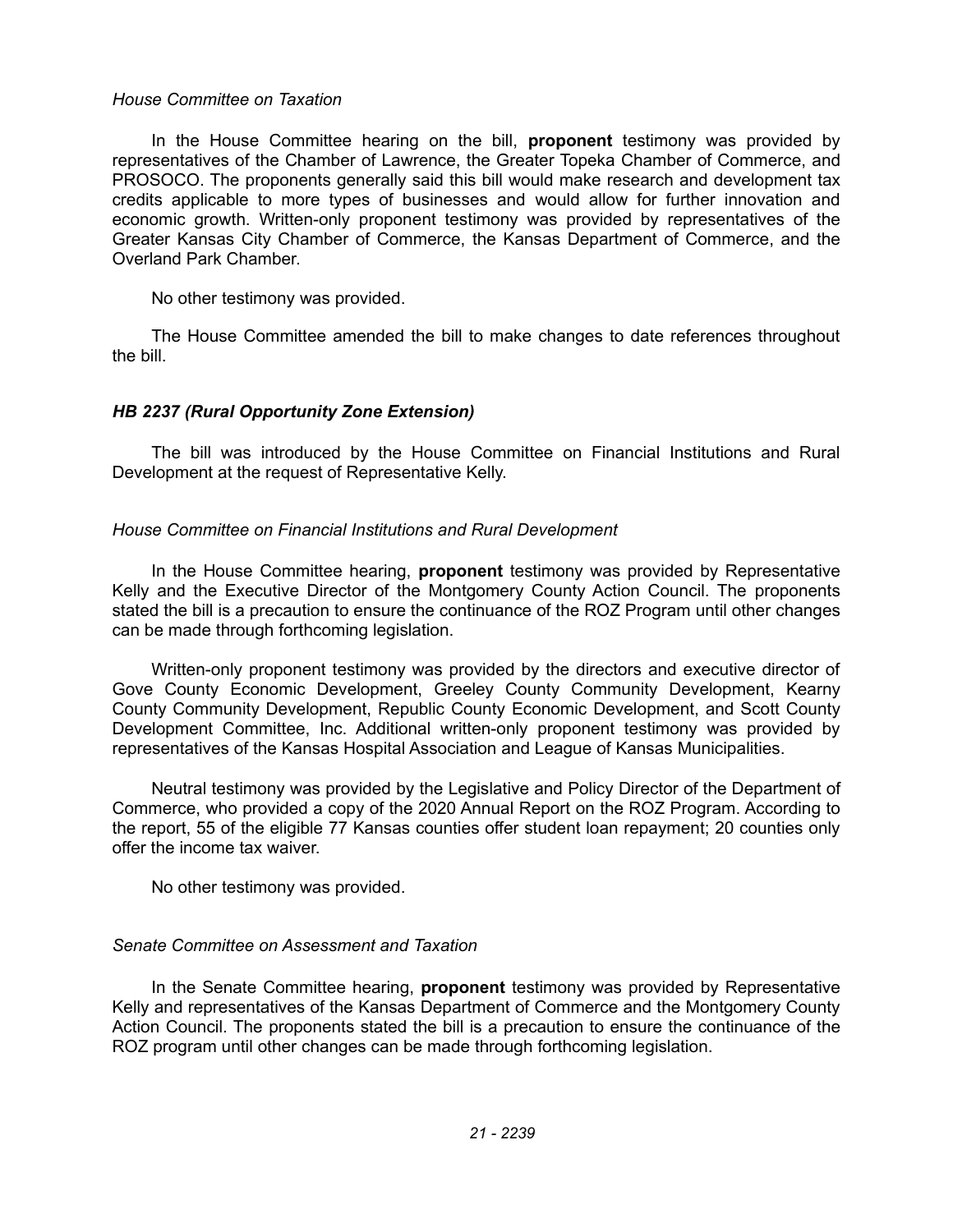*House Committee on Taxation*

In the House Committee hearing on the bill, **proponent** testimony was provided by representatives of the Chamber of Lawrence, the Greater Topeka Chamber of Commerce, and PROSOCO. The proponents generally said this bill would make research and development tax credits applicable to more types of businesses and would allow for further innovation and economic growth. Written-only proponent testimony was provided by representatives of the Greater Kansas City Chamber of Commerce, the Kansas Department of Commerce, and the Overland Park Chamber.

No other testimony was provided.

The House Committee amended the bill to make changes to date references throughout the bill.

### *HB 2237 (Rural Opportunity Zone Extension)*

The bill was introduced by the House Committee on Financial Institutions and Rural Development at the request of Representative Kelly.

*House Committee on Financial Institutions and Rural Development*

In the House Committee hearing, **proponent** testimony was provided by Representative Kelly and the Executive Director of the Montgomery County Action Council. The proponents stated the bill is a precaution to ensure the continuance of the ROZ Program until other changes can be made through forthcoming legislation.

Written-only proponent testimony was provided by the directors and executive director of Gove County Economic Development, Greeley County Community Development, Kearny County Community Development, Republic County Economic Development, and Scott County Development Committee, Inc. Additional written-only proponent testimony was provided by representatives of the Kansas Hospital Association and League of Kansas Municipalities.

Neutral testimony was provided by the Legislative and Policy Director of the Department of Commerce, who provided a copy of the 2020 Annual Report on the ROZ Program. According to the report, 55 of the eligible 77 Kansas counties offer student loan repayment; 20 counties only offer the income tax waiver.

No other testimony was provided.

*Senate Committee on Assessment and Taxation*

In the Senate Committee hearing, **proponent** testimony was provided by Representative Kelly and representatives of the Kansas Department of Commerce and the Montgomery County Action Council. The proponents stated the bill is a precaution to ensure the continuance of the ROZ program until other changes can be made through forthcoming legislation.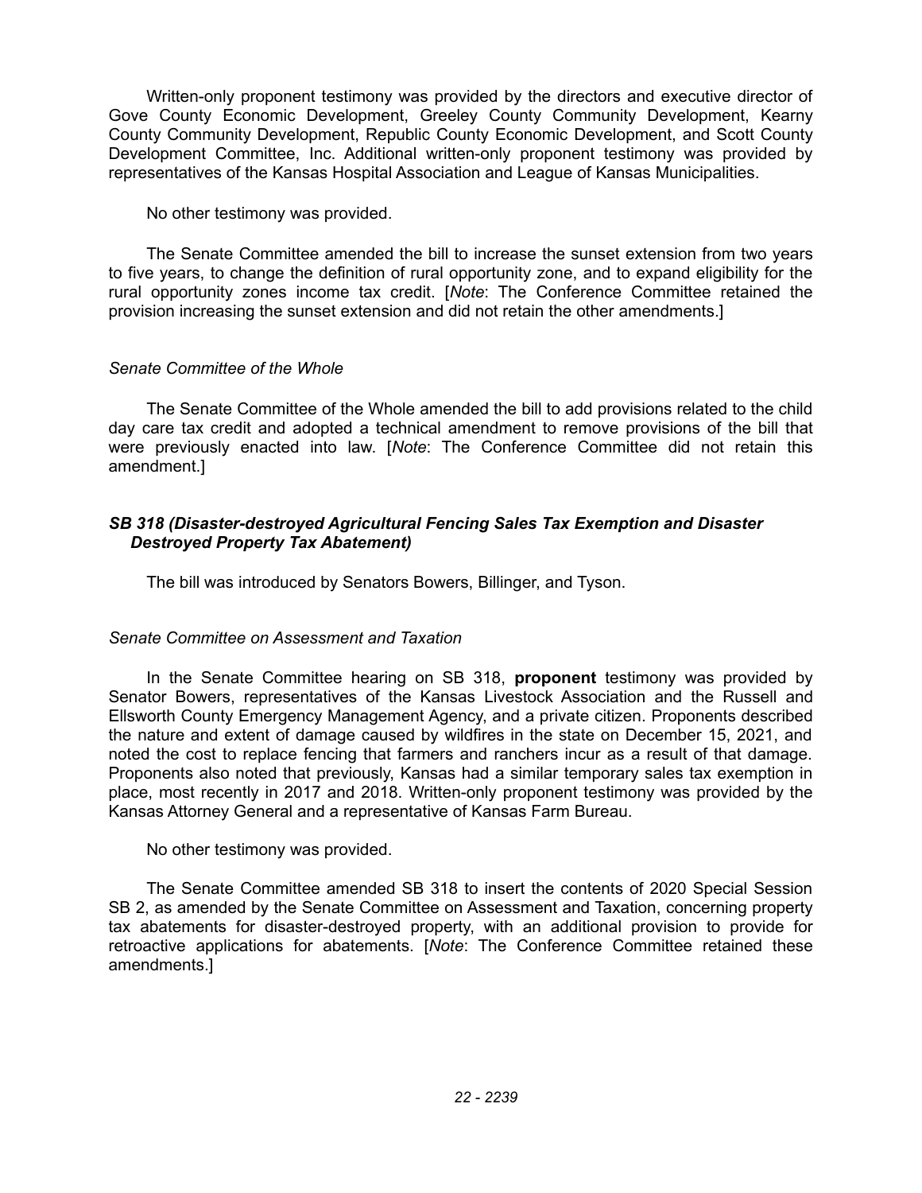Written-only proponent testimony was provided by the directors and executive director of Gove County Economic Development, Greeley County Community Development, Kearny County Community Development, Republic County Economic Development, and Scott County Development Committee, Inc. Additional written-only proponent testimony was provided by representatives of the Kansas Hospital Association and League of Kansas Municipalities.

No other testimony was provided.

The Senate Committee amended the bill to increase the sunset extension from two years to five years, to change the definition of rural opportunity zone, and to expand eligibility for the rural opportunity zones income tax credit. [*Note*: The Conference Committee retained the provision increasing the sunset extension and did not retain the other amendments.]

*Senate Committee of the Whole*

The Senate Committee of the Whole amended the bill to add provisions related to the child day care tax credit and adopted a technical amendment to remove provisions of the bill that were previously enacted into law. [*Note*: The Conference Committee did not retain this amendment.]

### *SB 318 (Disaster-destroyed Agricultural Fencing Sales Tax Exemption and Disaster Destroyed Property Tax Abatement)*

The bill was introduced by Senators Bowers, Billinger, and Tyson.

*Senate Committee on Assessment and Taxation*

In the Senate Committee hearing on SB 318, **proponent** testimony was provided by Senator Bowers, representatives of the Kansas Livestock Association and the Russell and Ellsworth County Emergency Management Agency, and a private citizen. Proponents described the nature and extent of damage caused by wildfires in the state on December 15, 2021, and noted the cost to replace fencing that farmers and ranchers incur as a result of that damage. Proponents also noted that previously, Kansas had a similar temporary sales tax exemption in place, most recently in 2017 and 2018. Written-only proponent testimony was provided by the Kansas Attorney General and a representative of Kansas Farm Bureau.

No other testimony was provided.

The Senate Committee amended SB 318 to insert the contents of 2020 Special Session SB 2, as amended by the Senate Committee on Assessment and Taxation, concerning property tax abatements for disaster-destroyed property, with an additional provision to provide for retroactive applications for abatements. [*Note*: The Conference Committee retained these amendments.]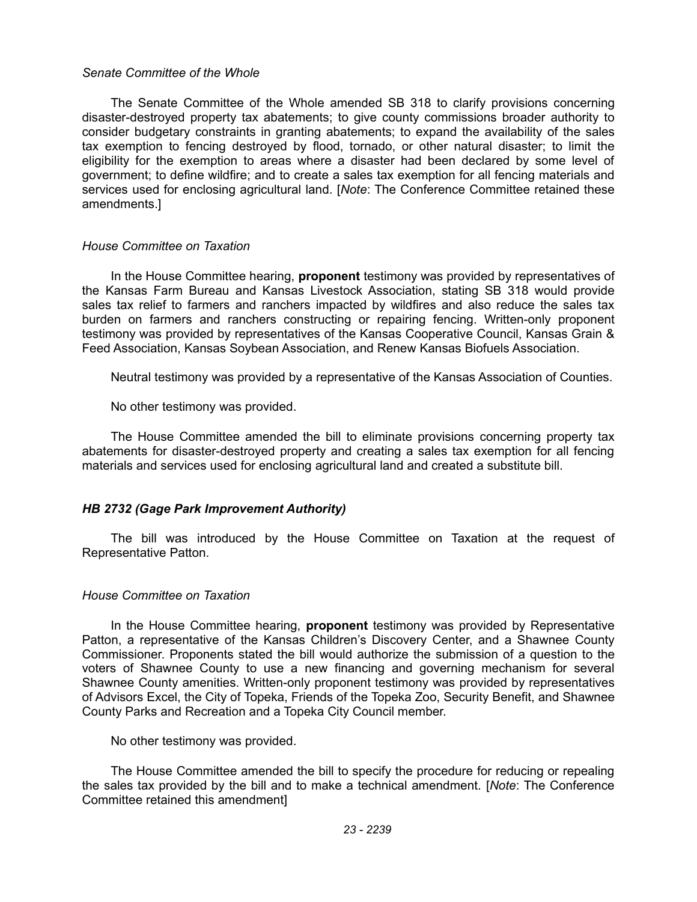*Senate Committee of the Whole*

The Senate Committee of the Whole amended SB 318 to clarify provisions concerning disaster-destroyed property tax abatements; to give county commissions broader authority to consider budgetary constraints in granting abatements; to expand the availability of the sales tax exemption to fencing destroyed by flood, tornado, or other natural disaster; to limit the eligibility for the exemption to areas where a disaster had been declared by some level of government; to define wildfire; and to create a sales tax exemption for all fencing materials and services used for enclosing agricultural land. [*Note*: The Conference Committee retained these amendments.]

*House Committee on Taxation*

In the House Committee hearing, **proponent** testimony was provided by representatives of the Kansas Farm Bureau and Kansas Livestock Association, stating SB 318 would provide sales tax relief to farmers and ranchers impacted by wildfires and also reduce the sales tax burden on farmers and ranchers constructing or repairing fencing. Written-only proponent testimony was provided by representatives of the Kansas Cooperative Council, Kansas Grain & Feed Association, Kansas Soybean Association, and Renew Kansas Biofuels Association.

Neutral testimony was provided by a representative of the Kansas Association of Counties.

No other testimony was provided.

The House Committee amended the bill to eliminate provisions concerning property tax abatements for disaster-destroyed property and creating a sales tax exemption for all fencing materials and services used for enclosing agricultural land and created a substitute bill.

### *HB 2732 (Gage Park Improvement Authority)*

The bill was introduced by the House Committee on Taxation at the request of Representative Patton.

*House Committee on Taxation*

In the House Committee hearing, **proponent** testimony was provided by Representative Patton, a representative of the Kansas Children's Discovery Center, and a Shawnee County Commissioner. Proponents stated the bill would authorize the submission of a question to the voters of Shawnee County to use a new financing and governing mechanism for several Shawnee County amenities. Written-only proponent testimony was provided by representatives of Advisors Excel, the City of Topeka, Friends of the Topeka Zoo, Security Benefit, and Shawnee County Parks and Recreation and a Topeka City Council member.

No other testimony was provided.

The House Committee amended the bill to specify the procedure for reducing or repealing the sales tax provided by the bill and to make a technical amendment. [*Note*: The Conference Committee retained this amendment]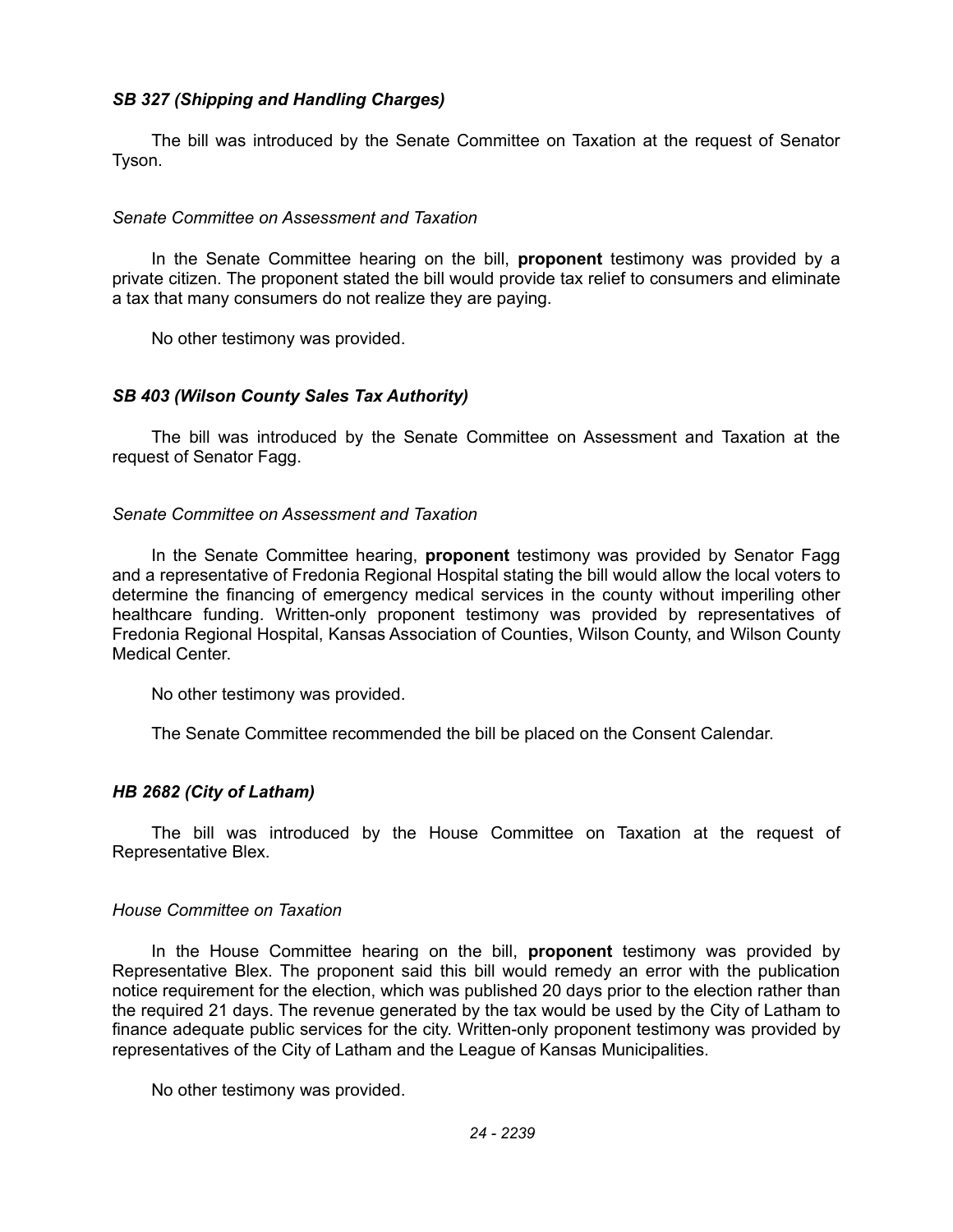### *SB 327 (Shipping and Handling Charges)*

The bill was introduced by the Senate Committee on Taxation at the request of Senator Tyson.

*Senate Committee on Assessment and Taxation*

In the Senate Committee hearing on the bill, **proponent** testimony was provided by a private citizen. The proponent stated the bill would provide tax relief to consumers and eliminate a tax that many consumers do not realize they are paying.

No other testimony was provided.

### *SB 403 (Wilson County Sales Tax Authority)*

The bill was introduced by the Senate Committee on Assessment and Taxation at the request of Senator Fagg.

*Senate Committee on Assessment and Taxation*

In the Senate Committee hearing, **proponent** testimony was provided by Senator Fagg and a representative of Fredonia Regional Hospital stating the bill would allow the local voters to determine the financing of emergency medical services in the county without imperiling other healthcare funding. Written-only proponent testimony was provided by representatives of Fredonia Regional Hospital, Kansas Association of Counties, Wilson County, and Wilson County Medical Center.

No other testimony was provided.

The Senate Committee recommended the bill be placed on the Consent Calendar.

### *HB 2682 (City of Latham)*

The bill was introduced by the House Committee on Taxation at the request of Representative Blex.

*House Committee on Taxation*

In the House Committee hearing on the bill, **proponent** testimony was provided by Representative Blex. The proponent said this bill would remedy an error with the publication notice requirement for the election, which was published 20 days prior to the election rather than the required 21 days. The revenue generated by the tax would be used by the City of Latham to finance adequate public services for the city. Written-only proponent testimony was provided by representatives of the City of Latham and the League of Kansas Municipalities.

No other testimony was provided.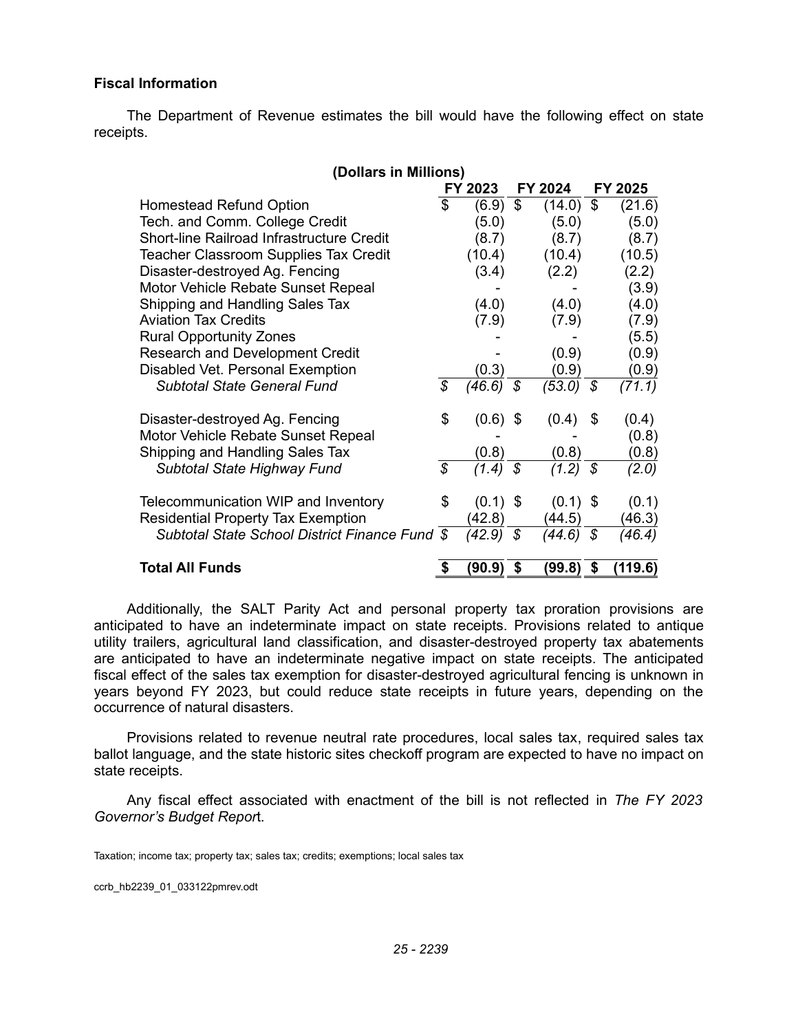**Fiscal Information**

The Department of Revenue estimates the bill would have the following effect on state receipts.

| (Dollars in Millions) | FY 2023 | FY 2024 | FY 2025 |
|---|---|---|---|
| Homestead Refund Option | $ (6.9) | $ (14.0) | $ (21.6) |
| Tech. and Comm. College Credit | (5.0) | (5.0) | (5.0) |
| Short-line Railroad Infrastructure Credit | (8.7) | (8.7) | (8.7) |
| Teacher Classroom Supplies Tax Credit | (10.4) | (10.4) | (10.5) |
| Disaster-destroyed Ag. Fencing | (3.4) | (2.2) | (2.2) |
| Motor Vehicle Rebate Sunset Repeal | - | - | (3.9) |
| Shipping and Handling Sales Tax | (4.0) | (4.0) | (4.0) |
| Aviation Tax Credits | (7.9) | (7.9) | (7.9) |
| Rural Opportunity Zones | - | - | (5.5) |
| Research and Development Credit | - | (0.9) | (0.9) |
| Disabled Vet. Personal Exemption | (0.3) | (0.9) | (0.9) |
| *Subtotal State General Fund* | *$ (46.6)* | *$ (53.0)* | *$ (71.1)* |
| | | | |
| Disaster-destroyed Ag. Fencing | $ (0.6) | $ (0.4) | $ (0.4) |
| Motor Vehicle Rebate Sunset Repeal | - | - | (0.8) |
| Shipping and Handling Sales Tax | (0.8) | (0.8) | (0.8) |
| *Subtotal State Highway Fund* | *$ (1.4)* | *$ (1.2)* | *$ (2.0)* |
| | | | |
| Telecommunication WIP and Inventory | $ (0.1) | $ (0.1) | $ (0.1) |
| Residential Property Tax Exemption | (42.8) | (44.5) | (46.3) |
| *Subtotal State School District Finance Fund* | *$ (42.9)* | *$ (44.6)* | *$ (46.4)* |
| | | | |
| **Total All Funds** | **$ (90.9)** | **$ (99.8)** | **$ (119.6)** |

Additionally, the SALT Parity Act and personal property tax proration provisions are anticipated to have an indeterminate impact on state receipts. Provisions related to antique utility trailers, agricultural land classification, and disaster-destroyed property tax abatements are anticipated to have an indeterminate negative impact on state receipts. The anticipated fiscal effect of the sales tax exemption for disaster-destroyed agricultural fencing is unknown in years beyond FY 2023, but could reduce state receipts in future years, depending on the occurrence of natural disasters.

Provisions related to revenue neutral rate procedures, local sales tax, required sales tax ballot language, and the state historic sites checkoff program are expected to have no impact on state receipts.

Any fiscal effect associated with enactment of the bill is not reflected in *The FY 2023 Governor's Budget Report*.

Taxation; income tax; property tax; sales tax; credits; exemptions; local sales tax

ccrb_hb2239_01_033122pmrev.odt